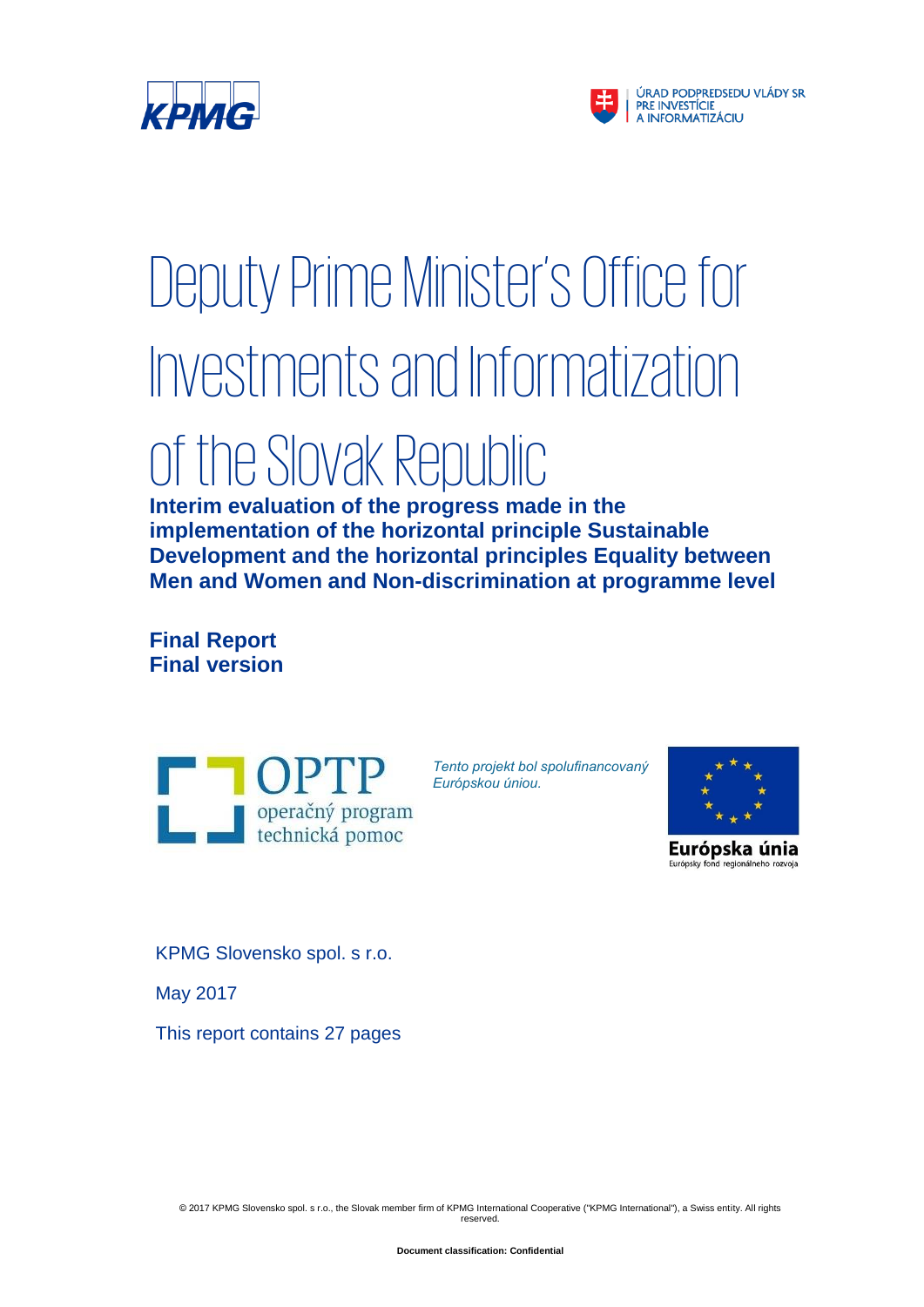KPMG

ÚRAD PODPREDSEDU VLÁDY SR PRE INVESTÍCIE A INFORMATIZÁCIU

# Deputy Prime Minister's Office for Investments and Informatization of the Slovak Republic

## Interim evaluation of the progress made in the implementation of the horizontal principle Sustainable Development and the horizontal principles Equality between Men and Women and Non-discrimination at programme level

**Final Report**
**Final version**

OPTP operačný program technická pomoc

*Tento projekt bol spolufinancovaný Európskou úniou.*

Európska únia
Európsky fond regionálneho rozvoja

KPMG Slovensko spol. s r.o.

May 2017

This report contains 27 pages

© 2017 KPMG Slovensko spol. s r.o., the Slovak member firm of KPMG International Cooperative ("KPMG International"), a Swiss entity. All rights reserved.

**Document classification: Confidential**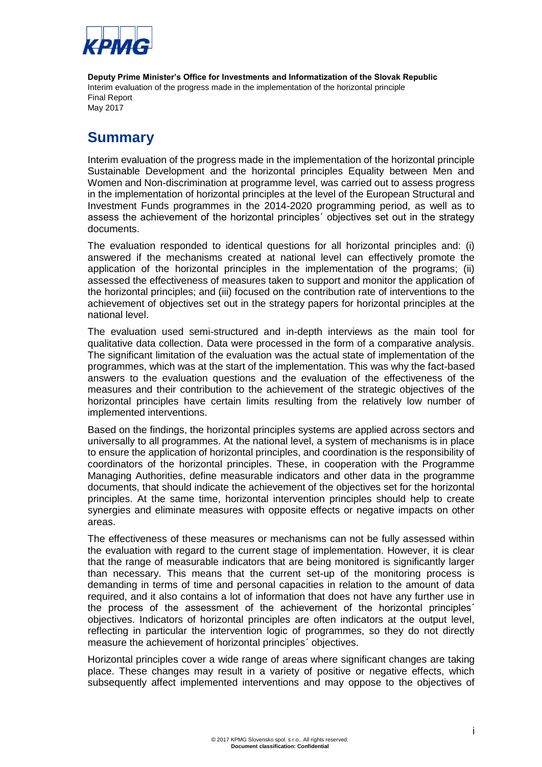**Deputy Prime Minister's Office for Investments and Informatization of the Slovak Republic**
Interim evaluation of the progress made in the implementation of the horizontal principle
Final Report
May 2017

# Summary

Interim evaluation of the progress made in the implementation of the horizontal principle Sustainable Development and the horizontal principles Equality between Men and Women and Non-discrimination at programme level, was carried out to assess progress in the implementation of horizontal principles at the level of the European Structural and Investment Funds programmes in the 2014-2020 programming period, as well as to assess the achievement of the horizontal principles´ objectives set out in the strategy documents.

The evaluation responded to identical questions for all horizontal principles and: (i) answered if the mechanisms created at national level can effectively promote the application of the horizontal principles in the implementation of the programs; (ii) assessed the effectiveness of measures taken to support and monitor the application of the horizontal principles; and (iii) focused on the contribution rate of interventions to the achievement of objectives set out in the strategy papers for horizontal principles at the national level.

The evaluation used semi-structured and in-depth interviews as the main tool for qualitative data collection. Data were processed in the form of a comparative analysis. The significant limitation of the evaluation was the actual state of implementation of the programmes, which was at the start of the implementation. This was why the fact-based answers to the evaluation questions and the evaluation of the effectiveness of the measures and their contribution to the achievement of the strategic objectives of the horizontal principles have certain limits resulting from the relatively low number of implemented interventions.

Based on the findings, the horizontal principles systems are applied across sectors and universally to all programmes. At the national level, a system of mechanisms is in place to ensure the application of horizontal principles, and coordination is the responsibility of coordinators of the horizontal principles. These, in cooperation with the Programme Managing Authorities, define measurable indicators and other data in the programme documents, that should indicate the achievement of the objectives set for the horizontal principles. At the same time, horizontal intervention principles should help to create synergies and eliminate measures with opposite effects or negative impacts on other areas.

The effectiveness of these measures or mechanisms can not be fully assessed within the evaluation with regard to the current stage of implementation. However, it is clear that the range of measurable indicators that are being monitored is significantly larger than necessary. This means that the current set-up of the monitoring process is demanding in terms of time and personal capacities in relation to the amount of data required, and it also contains a lot of information that does not have any further use in the process of the assessment of the achievement of the horizontal principles´ objectives. Indicators of horizontal principles are often indicators at the output level, reflecting in particular the intervention logic of programmes, so they do not directly measure the achievement of horizontal principles´ objectives.

Horizontal principles cover a wide range of areas where significant changes are taking place. These changes may result in a variety of positive or negative effects, which subsequently affect implemented interventions and may oppose to the objectives of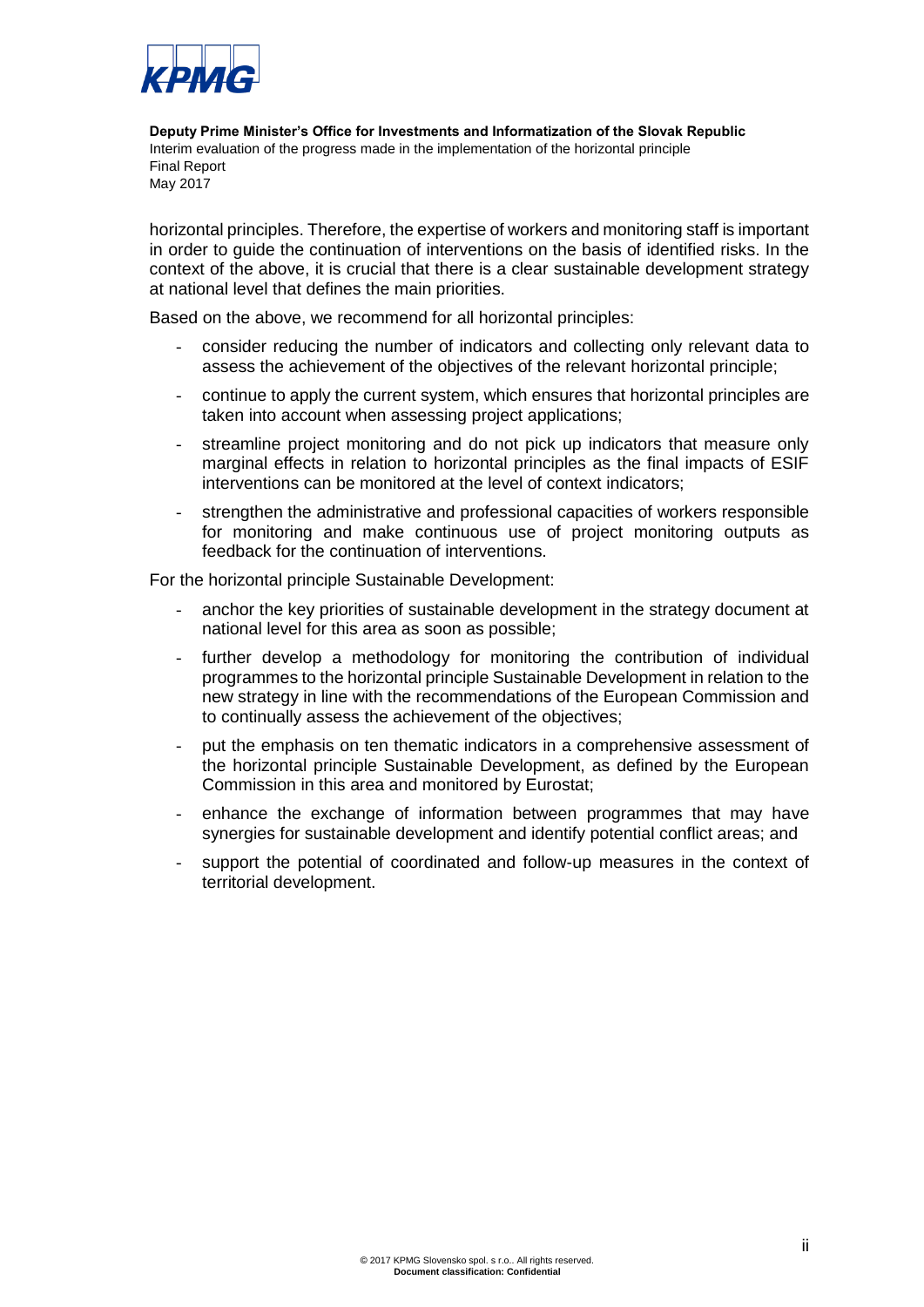horizontal principles. Therefore, the expertise of workers and monitoring staff is important in order to guide the continuation of interventions on the basis of identified risks. In the context of the above, it is crucial that there is a clear sustainable development strategy at national level that defines the main priorities.

Based on the above, we recommend for all horizontal principles:

- consider reducing the number of indicators and collecting only relevant data to assess the achievement of the objectives of the relevant horizontal principle;
- continue to apply the current system, which ensures that horizontal principles are taken into account when assessing project applications;
- streamline project monitoring and do not pick up indicators that measure only marginal effects in relation to horizontal principles as the final impacts of ESIF interventions can be monitored at the level of context indicators;
- strengthen the administrative and professional capacities of workers responsible for monitoring and make continuous use of project monitoring outputs as feedback for the continuation of interventions.

For the horizontal principle Sustainable Development:

- anchor the key priorities of sustainable development in the strategy document at national level for this area as soon as possible;
- further develop a methodology for monitoring the contribution of individual programmes to the horizontal principle Sustainable Development in relation to the new strategy in line with the recommendations of the European Commission and to continually assess the achievement of the objectives;
- put the emphasis on ten thematic indicators in a comprehensive assessment of the horizontal principle Sustainable Development, as defined by the European Commission in this area and monitored by Eurostat;
- enhance the exchange of information between programmes that may have synergies for sustainable development and identify potential conflict areas; and
- support the potential of coordinated and follow-up measures in the context of territorial development.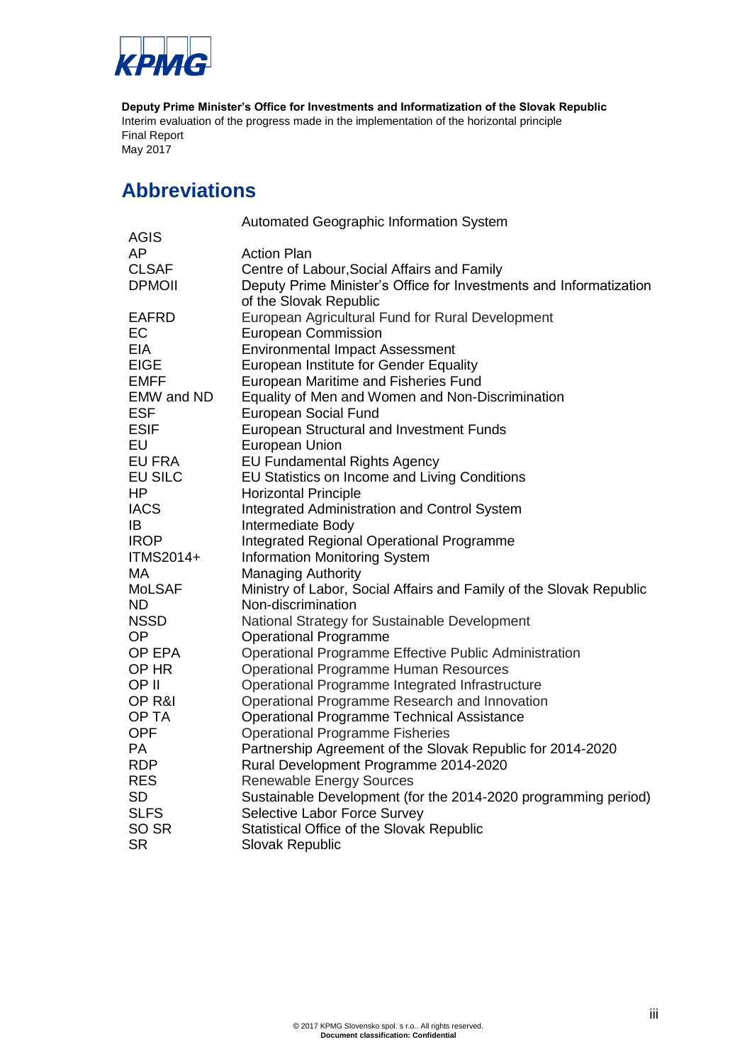**Deputy Prime Minister's Office for Investments and Informatization of the Slovak Republic**
Interim evaluation of the progress made in the implementation of the horizontal principle
Final Report
May 2017

## Abbreviations

| | |
|---|---|
| AGIS | Automated Geographic Information System |
| AP | Action Plan |
| CLSAF | Centre of Labour,Social Affairs and Family |
| DPMOII | Deputy Prime Minister's Office for Investments and Informatization of the Slovak Republic |
| EAFRD | European Agricultural Fund for Rural Development |
| EC | European Commission |
| EIA | Environmental Impact Assessment |
| EIGE | European Institute for Gender Equality |
| EMFF | European Maritime and Fisheries Fund |
| EMW and ND | Equality of Men and Women and Non-Discrimination |
| ESF | European Social Fund |
| ESIF | European Structural and Investment Funds |
| EU | European Union |
| EU FRA | EU Fundamental Rights Agency |
| EU SILC | EU Statistics on Income and Living Conditions |
| HP | Horizontal Principle |
| IACS | Integrated Administration and Control System |
| IB | Intermediate Body |
| IROP | Integrated Regional Operational Programme |
| ITMS2014+ | Information Monitoring System |
| MA | Managing Authority |
| MoLSAF | Ministry of Labor, Social Affairs and Family of the Slovak Republic |
| ND | Non-discrimination |
| NSSD | National Strategy for Sustainable Development |
| OP | Operational Programme |
| OP EPA | Operational Programme Effective Public Administration |
| OP HR | Operational Programme Human Resources |
| OP II | Operational Programme Integrated Infrastructure |
| OP R&I | Operational Programme Research and Innovation |
| OP TA | Operational Programme Technical Assistance |
| OPF | Operational Programme Fisheries |
| PA | Partnership Agreement of the Slovak Republic for 2014-2020 |
| RDP | Rural Development Programme 2014-2020 |
| RES | Renewable Energy Sources |
| SD | Sustainable Development (for the 2014-2020 programming period) |
| SLFS | Selective Labor Force Survey |
| SO SR | Statistical Office of the Slovak Republic |
| SR | Slovak Republic |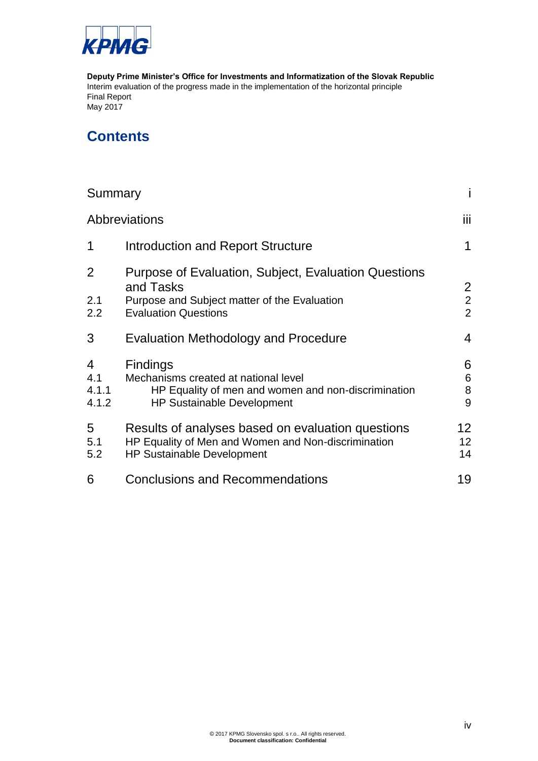KPMG

**Deputy Prime Minister's Office for Investments and Informatization of the Slovak Republic**
Interim evaluation of the progress made in the implementation of the horizontal principle
Final Report
May 2017

# Contents

| | | |
|---|---|---|
| Summary | | i |
| Abbreviations | | iii |
| 1 | Introduction and Report Structure | 1 |
| 2 | Purpose of Evaluation, Subject, Evaluation Questions and Tasks | 2 |
| 2.1 | Purpose and Subject matter of the Evaluation | 2 |
| 2.2 | Evaluation Questions | 2 |
| 3 | Evaluation Methodology and Procedure | 4 |
| 4 | Findings | 6 |
| 4.1 | Mechanisms created at national level | 6 |
| 4.1.1 | HP Equality of men and women and non-discrimination | 8 |
| 4.1.2 | HP Sustainable Development | 9 |
| 5 | Results of analyses based on evaluation questions | 12 |
| 5.1 | HP Equality of Men and Women and Non-discrimination | 12 |
| 5.2 | HP Sustainable Development | 14 |
| 6 | Conclusions and Recommendations | 19 |

© 2017 KPMG Slovensko spol. s r.o.. All rights reserved.
**Document classification: Confidential**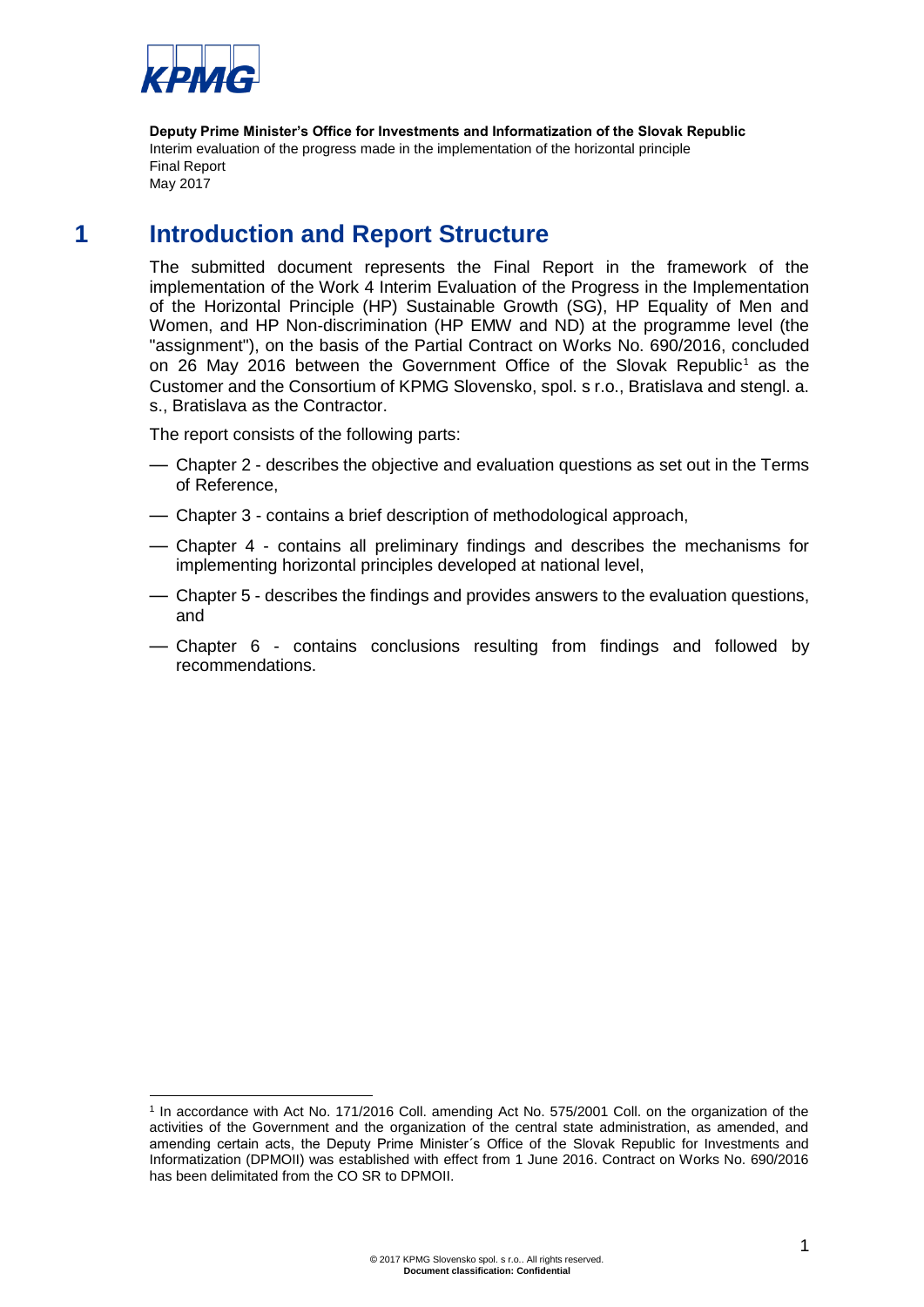**Deputy Prime Minister's Office for Investments and Informatization of the Slovak Republic**
Interim evaluation of the progress made in the implementation of the horizontal principle
Final Report
May 2017

# 1 Introduction and Report Structure

The submitted document represents the Final Report in the framework of the implementation of the Work 4 Interim Evaluation of the Progress in the Implementation of the Horizontal Principle (HP) Sustainable Growth (SG), HP Equality of Men and Women, and HP Non-discrimination (HP EMW and ND) at the programme level (the "assignment"), on the basis of the Partial Contract on Works No. 690/2016, concluded on 26 May 2016 between the Government Office of the Slovak Republic[1] as the Customer and the Consortium of KPMG Slovensko, spol. s r.o., Bratislava and stengl. a. s., Bratislava as the Contractor.

The report consists of the following parts:

- Chapter 2 - describes the objective and evaluation questions as set out in the Terms of Reference,
- Chapter 3 - contains a brief description of methodological approach,
- Chapter 4 - contains all preliminary findings and describes the mechanisms for implementing horizontal principles developed at national level,
- Chapter 5 - describes the findings and provides answers to the evaluation questions, and
- Chapter 6 - contains conclusions resulting from findings and followed by recommendations.

[1] In accordance with Act No. 171/2016 Coll. amending Act No. 575/2001 Coll. on the organization of the activities of the Government and the organization of the central state administration, as amended, and amending certain acts, the Deputy Prime Minister´s Office of the Slovak Republic for Investments and Informatization (DPMOII) was established with effect from 1 June 2016. Contract on Works No. 690/2016 has been delimitated from the CO SR to DPMOII.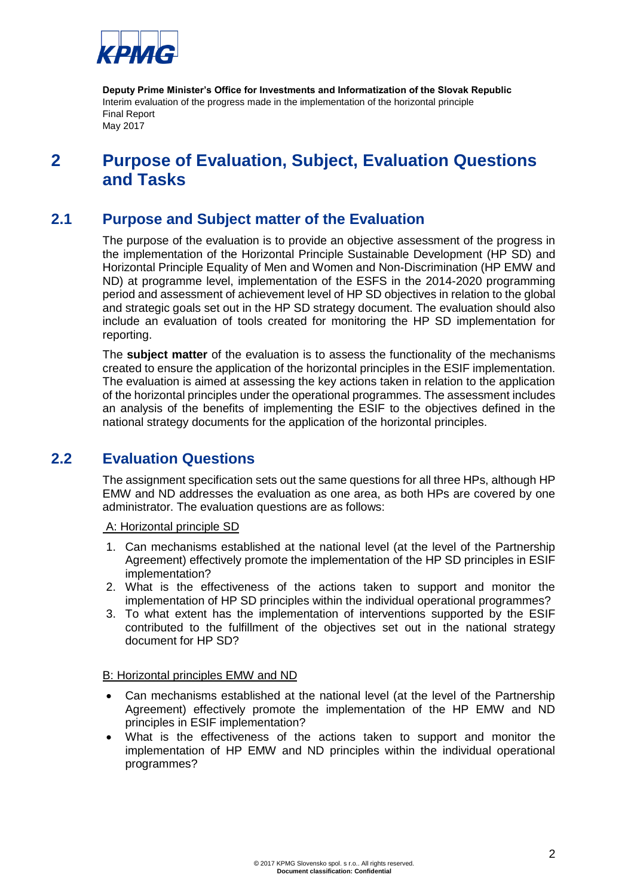# 2 Purpose of Evaluation, Subject, Evaluation Questions and Tasks

## 2.1 Purpose and Subject matter of the Evaluation

The purpose of the evaluation is to provide an objective assessment of the progress in the implementation of the Horizontal Principle Sustainable Development (HP SD) and Horizontal Principle Equality of Men and Women and Non-Discrimination (HP EMW and ND) at programme level, implementation of the ESFS in the 2014-2020 programming period and assessment of achievement level of HP SD objectives in relation to the global and strategic goals set out in the HP SD strategy document. The evaluation should also include an evaluation of tools created for monitoring the HP SD implementation for reporting.

The **subject matter** of the evaluation is to assess the functionality of the mechanisms created to ensure the application of the horizontal principles in the ESIF implementation. The evaluation is aimed at assessing the key actions taken in relation to the application of the horizontal principles under the operational programmes. The assessment includes an analysis of the benefits of implementing the ESIF to the objectives defined in the national strategy documents for the application of the horizontal principles.

## 2.2 Evaluation Questions

The assignment specification sets out the same questions for all three HPs, although HP EMW and ND addresses the evaluation as one area, as both HPs are covered by one administrator. The evaluation questions are as follows:

A: Horizontal principle SD

1. Can mechanisms established at the national level (at the level of the Partnership Agreement) effectively promote the implementation of the HP SD principles in ESIF implementation?
2. What is the effectiveness of the actions taken to support and monitor the implementation of HP SD principles within the individual operational programmes?
3. To what extent has the implementation of interventions supported by the ESIF contributed to the fulfillment of the objectives set out in the national strategy document for HP SD?

B: Horizontal principles EMW and ND

- Can mechanisms established at the national level (at the level of the Partnership Agreement) effectively promote the implementation of the HP EMW and ND principles in ESIF implementation?
- What is the effectiveness of the actions taken to support and monitor the implementation of HP EMW and ND principles within the individual operational programmes?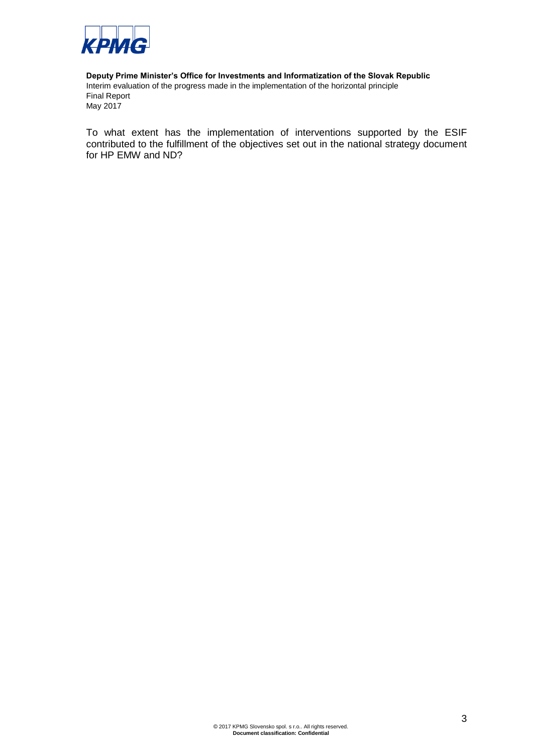To what extent has the implementation of interventions supported by the ESIF contributed to the fulfillment of the objectives set out in the national strategy document for HP EMW and ND?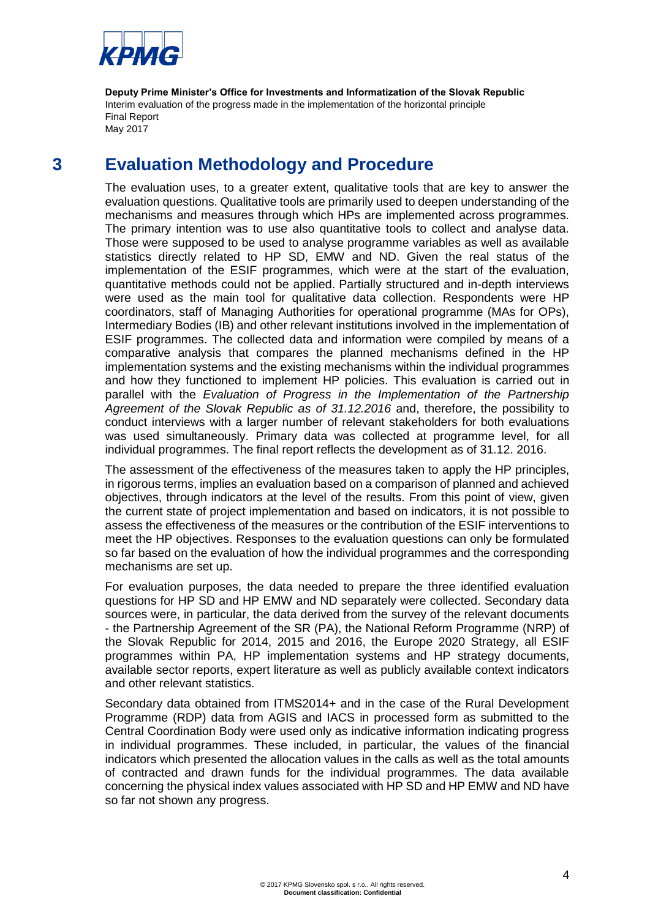# 3 Evaluation Methodology and Procedure

The evaluation uses, to a greater extent, qualitative tools that are key to answer the evaluation questions. Qualitative tools are primarily used to deepen understanding of the mechanisms and measures through which HPs are implemented across programmes. The primary intention was to use also quantitative tools to collect and analyse data. Those were supposed to be used to analyse programme variables as well as available statistics directly related to HP SD, EMW and ND. Given the real status of the implementation of the ESIF programmes, which were at the start of the evaluation, quantitative methods could not be applied. Partially structured and in-depth interviews were used as the main tool for qualitative data collection. Respondents were HP coordinators, staff of Managing Authorities for operational programme (MAs for OPs), Intermediary Bodies (IB) and other relevant institutions involved in the implementation of ESIF programmes. The collected data and information were compiled by means of a comparative analysis that compares the planned mechanisms defined in the HP implementation systems and the existing mechanisms within the individual programmes and how they functioned to implement HP policies. This evaluation is carried out in parallel with the *Evaluation of Progress in the Implementation of the Partnership Agreement of the Slovak Republic as of 31.12.2016* and, therefore, the possibility to conduct interviews with a larger number of relevant stakeholders for both evaluations was used simultaneously. Primary data was collected at programme level, for all individual programmes. The final report reflects the development as of 31.12. 2016.

The assessment of the effectiveness of the measures taken to apply the HP principles, in rigorous terms, implies an evaluation based on a comparison of planned and achieved objectives, through indicators at the level of the results. From this point of view, given the current state of project implementation and based on indicators, it is not possible to assess the effectiveness of the measures or the contribution of the ESIF interventions to meet the HP objectives. Responses to the evaluation questions can only be formulated so far based on the evaluation of how the individual programmes and the corresponding mechanisms are set up.

For evaluation purposes, the data needed to prepare the three identified evaluation questions for HP SD and HP EMW and ND separately were collected. Secondary data sources were, in particular, the data derived from the survey of the relevant documents - the Partnership Agreement of the SR (PA), the National Reform Programme (NRP) of the Slovak Republic for 2014, 2015 and 2016, the Europe 2020 Strategy, all ESIF programmes within PA, HP implementation systems and HP strategy documents, available sector reports, expert literature as well as publicly available context indicators and other relevant statistics.

Secondary data obtained from ITMS2014+ and in the case of the Rural Development Programme (RDP) data from AGIS and IACS in processed form as submitted to the Central Coordination Body were used only as indicative information indicating progress in individual programmes. These included, in particular, the values of the financial indicators which presented the allocation values in the calls as well as the total amounts of contracted and drawn funds for the individual programmes. The data available concerning the physical index values associated with HP SD and HP EMW and ND have so far not shown any progress.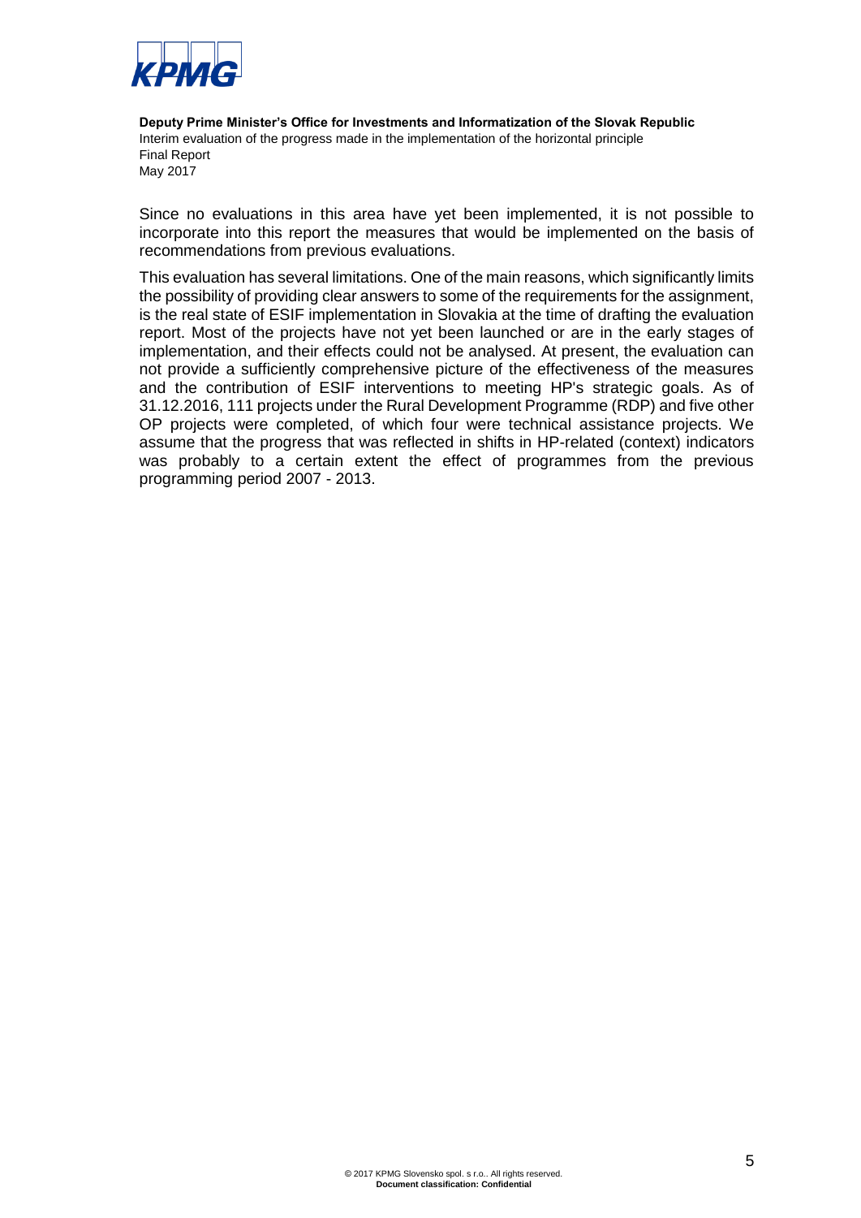Since no evaluations in this area have yet been implemented, it is not possible to incorporate into this report the measures that would be implemented on the basis of recommendations from previous evaluations.

This evaluation has several limitations. One of the main reasons, which significantly limits the possibility of providing clear answers to some of the requirements for the assignment, is the real state of ESIF implementation in Slovakia at the time of drafting the evaluation report. Most of the projects have not yet been launched or are in the early stages of implementation, and their effects could not be analysed. At present, the evaluation can not provide a sufficiently comprehensive picture of the effectiveness of the measures and the contribution of ESIF interventions to meeting HP's strategic goals. As of 31.12.2016, 111 projects under the Rural Development Programme (RDP) and five other OP projects were completed, of which four were technical assistance projects. We assume that the progress that was reflected in shifts in HP-related (context) indicators was probably to a certain extent the effect of programmes from the previous programming period 2007 - 2013.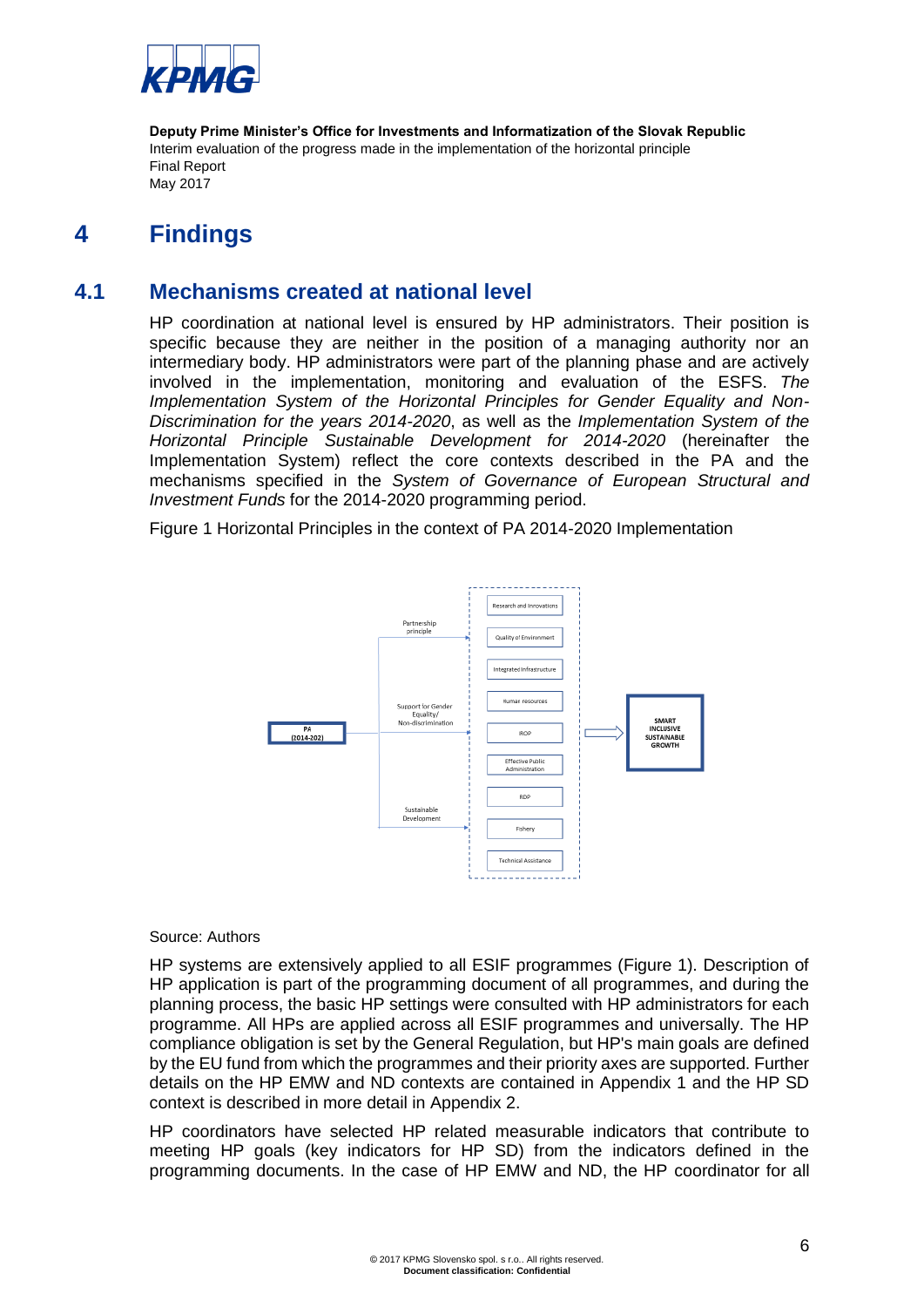# 4 Findings

## 4.1 Mechanisms created at national level

HP coordination at national level is ensured by HP administrators. Their position is specific because they are neither in the position of a managing authority nor an intermediary body. HP administrators were part of the planning phase and are actively involved in the implementation, monitoring and evaluation of the ESFS. *The Implementation System of the Horizontal Principles for Gender Equality and Non-Discrimination for the years 2014-2020*, as well as the *Implementation System of the Horizontal Principle Sustainable Development for 2014-2020* (hereinafter the Implementation System) reflect the core contexts described in the PA and the mechanisms specified in the *System of Governance of European Structural and Investment Funds* for the 2014-2020 programming period.

Figure 1 Horizontal Principles in the context of PA 2014-2020 Implementation

PA (2014-202)

Partnership principle

Support for Gender Equality/ Non-discrimination

Sustainable Development

Research and Innovations

Quality of Environment

Integrated Infrastructure

Human resources

IROP

Effective Public Administration

RDP

Fishery

Technical Assistance

SMART INCLUSIVE SUSTAINABLE GROWTH

Source: Authors

HP systems are extensively applied to all ESIF programmes (Figure 1). Description of HP application is part of the programming document of all programmes, and during the planning process, the basic HP settings were consulted with HP administrators for each programme. All HPs are applied across all ESIF programmes and universally. The HP compliance obligation is set by the General Regulation, but HP's main goals are defined by the EU fund from which the programmes and their priority axes are supported. Further details on the HP EMW and ND contexts are contained in Appendix 1 and the HP SD context is described in more detail in Appendix 2.

HP coordinators have selected HP related measurable indicators that contribute to meeting HP goals (key indicators for HP SD) from the indicators defined in the programming documents. In the case of HP EMW and ND, the HP coordinator for all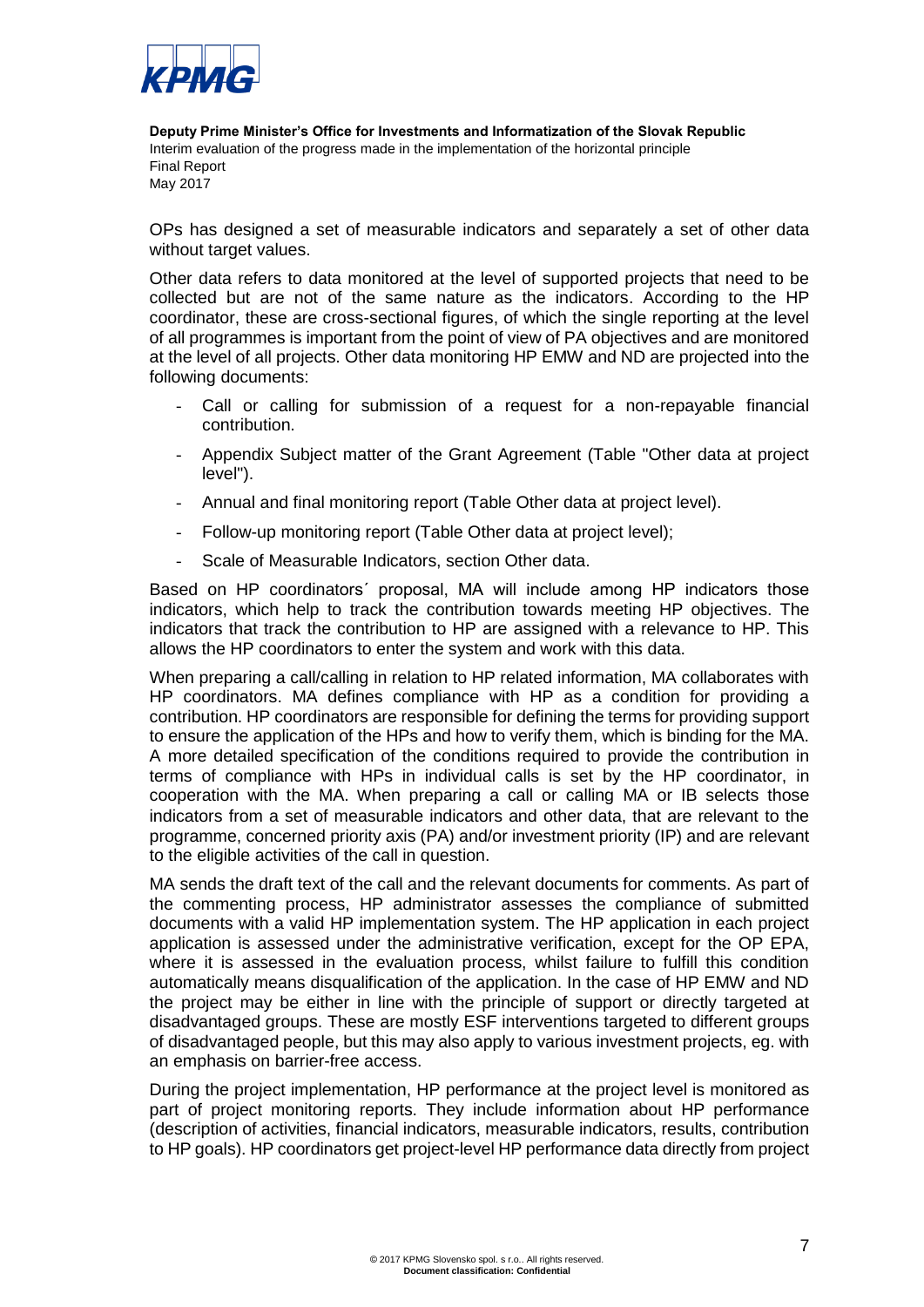OPs has designed a set of measurable indicators and separately a set of other data without target values.

Other data refers to data monitored at the level of supported projects that need to be collected but are not of the same nature as the indicators. According to the HP coordinator, these are cross-sectional figures, of which the single reporting at the level of all programmes is important from the point of view of PA objectives and are monitored at the level of all projects. Other data monitoring HP EMW and ND are projected into the following documents:

- Call or calling for submission of a request for a non-repayable financial contribution.
- Appendix Subject matter of the Grant Agreement (Table "Other data at project level").
- Annual and final monitoring report (Table Other data at project level).
- Follow-up monitoring report (Table Other data at project level);
- Scale of Measurable Indicators, section Other data.

Based on HP coordinators´ proposal, MA will include among HP indicators those indicators, which help to track the contribution towards meeting HP objectives. The indicators that track the contribution to HP are assigned with a relevance to HP. This allows the HP coordinators to enter the system and work with this data.

When preparing a call/calling in relation to HP related information, MA collaborates with HP coordinators. MA defines compliance with HP as a condition for providing a contribution. HP coordinators are responsible for defining the terms for providing support to ensure the application of the HPs and how to verify them, which is binding for the MA. A more detailed specification of the conditions required to provide the contribution in terms of compliance with HPs in individual calls is set by the HP coordinator, in cooperation with the MA. When preparing a call or calling MA or IB selects those indicators from a set of measurable indicators and other data, that are relevant to the programme, concerned priority axis (PA) and/or investment priority (IP) and are relevant to the eligible activities of the call in question.

MA sends the draft text of the call and the relevant documents for comments. As part of the commenting process, HP administrator assesses the compliance of submitted documents with a valid HP implementation system. The HP application in each project application is assessed under the administrative verification, except for the OP EPA, where it is assessed in the evaluation process, whilst failure to fulfill this condition automatically means disqualification of the application. In the case of HP EMW and ND the project may be either in line with the principle of support or directly targeted at disadvantaged groups. These are mostly ESF interventions targeted to different groups of disadvantaged people, but this may also apply to various investment projects, eg. with an emphasis on barrier-free access.

During the project implementation, HP performance at the project level is monitored as part of project monitoring reports. They include information about HP performance (description of activities, financial indicators, measurable indicators, results, contribution to HP goals). HP coordinators get project-level HP performance data directly from project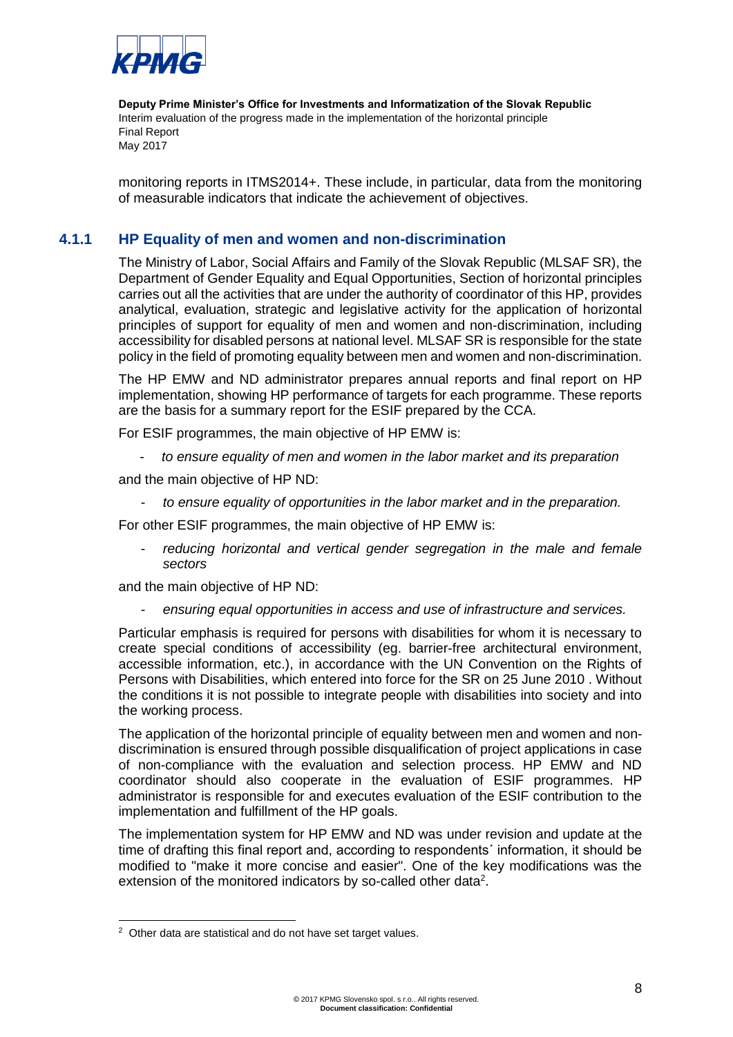monitoring reports in ITMS2014+. These include, in particular, data from the monitoring of measurable indicators that indicate the achievement of objectives.

### 4.1.1 HP Equality of men and women and non-discrimination

The Ministry of Labor, Social Affairs and Family of the Slovak Republic (MLSAF SR), the Department of Gender Equality and Equal Opportunities, Section of horizontal principles carries out all the activities that are under the authority of coordinator of this HP, provides analytical, evaluation, strategic and legislative activity for the application of horizontal principles of support for equality of men and women and non-discrimination, including accessibility for disabled persons at national level. MLSAF SR is responsible for the state policy in the field of promoting equality between men and women and non-discrimination.

The HP EMW and ND administrator prepares annual reports and final report on HP implementation, showing HP performance of targets for each programme. These reports are the basis for a summary report for the ESIF prepared by the CCA.

For ESIF programmes, the main objective of HP EMW is:

- *to ensure equality of men and women in the labor market and its preparation*

and the main objective of HP ND:

- *to ensure equality of opportunities in the labor market and in the preparation.*

For other ESIF programmes, the main objective of HP EMW is:

- *reducing horizontal and vertical gender segregation in the male and female sectors*

and the main objective of HP ND:

- *ensuring equal opportunities in access and use of infrastructure and services.*

Particular emphasis is required for persons with disabilities for whom it is necessary to create special conditions of accessibility (eg. barrier-free architectural environment, accessible information, etc.), in accordance with the UN Convention on the Rights of Persons with Disabilities, which entered into force for the SR on 25 June 2010 . Without the conditions it is not possible to integrate people with disabilities into society and into the working process.

The application of the horizontal principle of equality between men and women and non-discrimination is ensured through possible disqualification of project applications in case of non-compliance with the evaluation and selection process. HP EMW and ND coordinator should also cooperate in the evaluation of ESIF programmes. HP administrator is responsible for and executes evaluation of the ESIF contribution to the implementation and fulfillment of the HP goals.

The implementation system for HP EMW and ND was under revision and update at the time of drafting this final report and, according to respondents´ information, it should be modified to "make it more concise and easier". One of the key modifications was the extension of the monitored indicators by so-called other data[2].

[2] Other data are statistical and do not have set target values.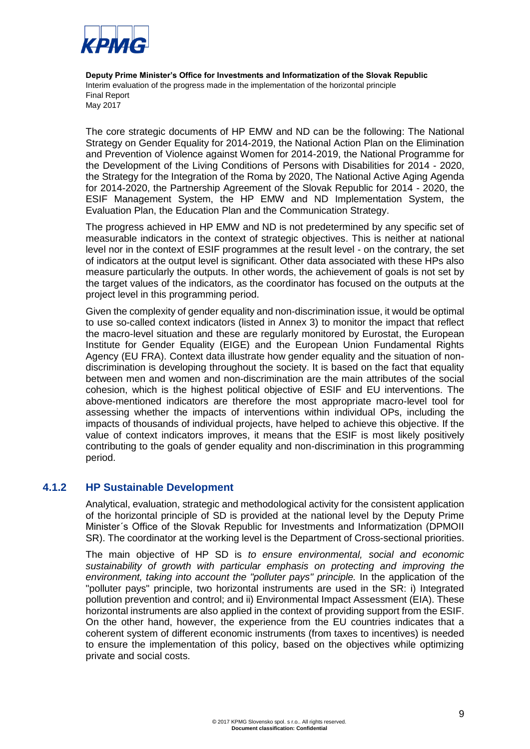The core strategic documents of HP EMW and ND can be the following: The National Strategy on Gender Equality for 2014-2019, the National Action Plan on the Elimination and Prevention of Violence against Women for 2014-2019, the National Programme for the Development of the Living Conditions of Persons with Disabilities for 2014 - 2020, the Strategy for the Integration of the Roma by 2020, The National Active Aging Agenda for 2014-2020, the Partnership Agreement of the Slovak Republic for 2014 - 2020, the ESIF Management System, the HP EMW and ND Implementation System, the Evaluation Plan, the Education Plan and the Communication Strategy.

The progress achieved in HP EMW and ND is not predetermined by any specific set of measurable indicators in the context of strategic objectives. This is neither at national level nor in the context of ESIF programmes at the result level - on the contrary, the set of indicators at the output level is significant. Other data associated with these HPs also measure particularly the outputs. In other words, the achievement of goals is not set by the target values of the indicators, as the coordinator has focused on the outputs at the project level in this programming period.

Given the complexity of gender equality and non-discrimination issue, it would be optimal to use so-called context indicators (listed in Annex 3) to monitor the impact that reflect the macro-level situation and these are regularly monitored by Eurostat, the European Institute for Gender Equality (EIGE) and the European Union Fundamental Rights Agency (EU FRA). Context data illustrate how gender equality and the situation of non-discrimination is developing throughout the society. It is based on the fact that equality between men and women and non-discrimination are the main attributes of the social cohesion, which is the highest political objective of ESIF and EU interventions. The above-mentioned indicators are therefore the most appropriate macro-level tool for assessing whether the impacts of interventions within individual OPs, including the impacts of thousands of individual projects, have helped to achieve this objective. If the value of context indicators improves, it means that the ESIF is most likely positively contributing to the goals of gender equality and non-discrimination in this programming period.

### 4.1.2 HP Sustainable Development

Analytical, evaluation, strategic and methodological activity for the consistent application of the horizontal principle of SD is provided at the national level by the Deputy Prime Minister´s Office of the Slovak Republic for Investments and Informatization (DPMOII SR). The coordinator at the working level is the Department of Cross-sectional priorities.

The main objective of HP SD is *to ensure environmental, social and economic sustainability of growth with particular emphasis on protecting and improving the environment, taking into account the "polluter pays" principle.* In the application of the "polluter pays" principle, two horizontal instruments are used in the SR: i) Integrated pollution prevention and control; and ii) Environmental Impact Assessment (EIA). These horizontal instruments are also applied in the context of providing support from the ESIF. On the other hand, however, the experience from the EU countries indicates that a coherent system of different economic instruments (from taxes to incentives) is needed to ensure the implementation of this policy, based on the objectives while optimizing private and social costs.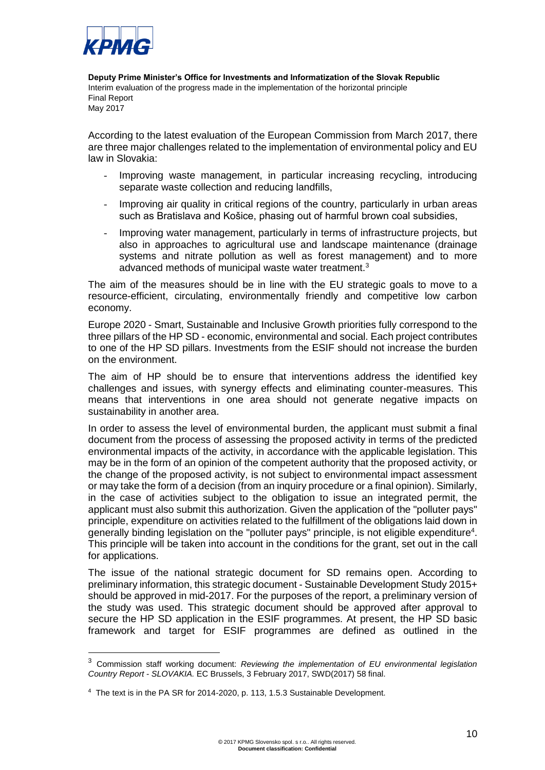According to the latest evaluation of the European Commission from March 2017, there are three major challenges related to the implementation of environmental policy and EU law in Slovakia:

- Improving waste management, in particular increasing recycling, introducing separate waste collection and reducing landfills,
- Improving air quality in critical regions of the country, particularly in urban areas such as Bratislava and Košice, phasing out of harmful brown coal subsidies,
- Improving water management, particularly in terms of infrastructure projects, but also in approaches to agricultural use and landscape maintenance (drainage systems and nitrate pollution as well as forest management) and to more advanced methods of municipal waste water treatment.[3]

The aim of the measures should be in line with the EU strategic goals to move to a resource-efficient, circulating, environmentally friendly and competitive low carbon economy.

Europe 2020 - Smart, Sustainable and Inclusive Growth priorities fully correspond to the three pillars of the HP SD - economic, environmental and social. Each project contributes to one of the HP SD pillars. Investments from the ESIF should not increase the burden on the environment.

The aim of HP should be to ensure that interventions address the identified key challenges and issues, with synergy effects and eliminating counter-measures. This means that interventions in one area should not generate negative impacts on sustainability in another area.

In order to assess the level of environmental burden, the applicant must submit a final document from the process of assessing the proposed activity in terms of the predicted environmental impacts of the activity, in accordance with the applicable legislation. This may be in the form of an opinion of the competent authority that the proposed activity, or the change of the proposed activity, is not subject to environmental impact assessment or may take the form of a decision (from an inquiry procedure or a final opinion). Similarly, in the case of activities subject to the obligation to issue an integrated permit, the applicant must also submit this authorization. Given the application of the "polluter pays" principle, expenditure on activities related to the fulfillment of the obligations laid down in generally binding legislation on the "polluter pays" principle, is not eligible expenditure[4]. This principle will be taken into account in the conditions for the grant, set out in the call for applications.

The issue of the national strategic document for SD remains open. According to preliminary information, this strategic document - Sustainable Development Study 2015+ should be approved in mid-2017. For the purposes of the report, a preliminary version of the study was used. This strategic document should be approved after approval to secure the HP SD application in the ESIF programmes. At present, the HP SD basic framework and target for ESIF programmes are defined as outlined in the

[3] Commission staff working document: *Reviewing the implementation of EU environmental legislation Country Report - SLOVAKIA.* EC Brussels, 3 February 2017, SWD(2017) 58 final.

[4] The text is in the PA SR for 2014-2020, p. 113, 1.5.3 Sustainable Development.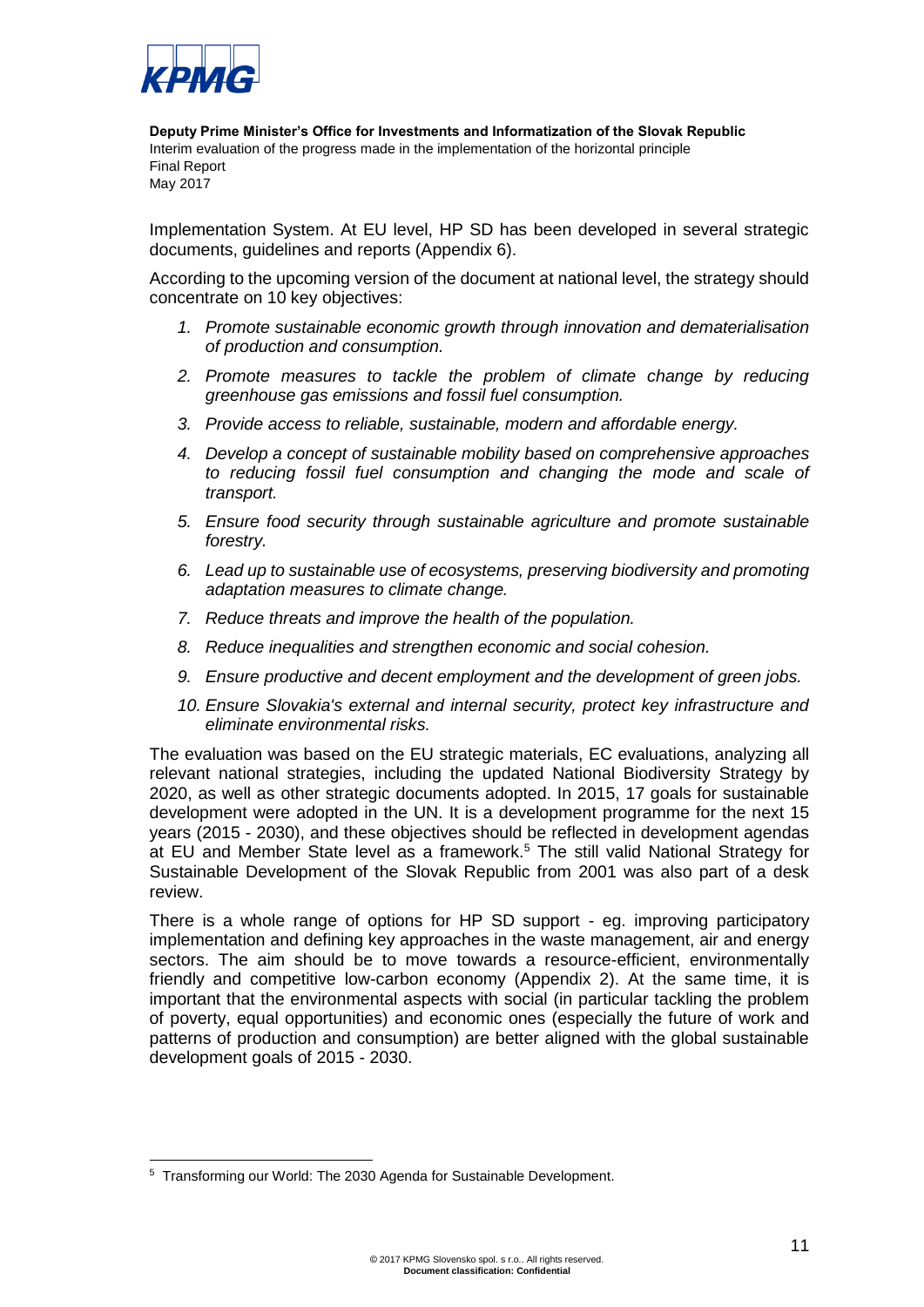Implementation System. At EU level, HP SD has been developed in several strategic documents, guidelines and reports (Appendix 6).

According to the upcoming version of the document at national level, the strategy should concentrate on 10 key objectives:

1. *Promote sustainable economic growth through innovation and dematerialisation of production and consumption.*
2. *Promote measures to tackle the problem of climate change by reducing greenhouse gas emissions and fossil fuel consumption.*
3. *Provide access to reliable, sustainable, modern and affordable energy.*
4. *Develop a concept of sustainable mobility based on comprehensive approaches to reducing fossil fuel consumption and changing the mode and scale of transport.*
5. *Ensure food security through sustainable agriculture and promote sustainable forestry.*
6. *Lead up to sustainable use of ecosystems, preserving biodiversity and promoting adaptation measures to climate change.*
7. *Reduce threats and improve the health of the population.*
8. *Reduce inequalities and strengthen economic and social cohesion.*
9. *Ensure productive and decent employment and the development of green jobs.*
10. *Ensure Slovakia's external and internal security, protect key infrastructure and eliminate environmental risks.*

The evaluation was based on the EU strategic materials, EC evaluations, analyzing all relevant national strategies, including the updated National Biodiversity Strategy by 2020, as well as other strategic documents adopted. In 2015, 17 goals for sustainable development were adopted in the UN. It is a development programme for the next 15 years (2015 - 2030), and these objectives should be reflected in development agendas at EU and Member State level as a framework.[5] The still valid National Strategy for Sustainable Development of the Slovak Republic from 2001 was also part of a desk review.

There is a whole range of options for HP SD support - eg. improving participatory implementation and defining key approaches in the waste management, air and energy sectors. The aim should be to move towards a resource-efficient, environmentally friendly and competitive low-carbon economy (Appendix 2). At the same time, it is important that the environmental aspects with social (in particular tackling the problem of poverty, equal opportunities) and economic ones (especially the future of work and patterns of production and consumption) are better aligned with the global sustainable development goals of 2015 - 2030.

---

[5] Transforming our World: The 2030 Agenda for Sustainable Development.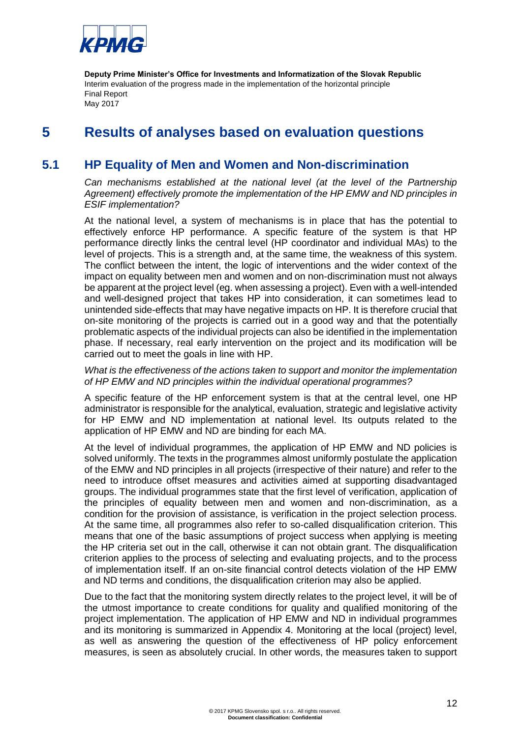# 5 Results of analyses based on evaluation questions

## 5.1 HP Equality of Men and Women and Non-discrimination

*Can mechanisms established at the national level (at the level of the Partnership Agreement) effectively promote the implementation of the HP EMW and ND principles in ESIF implementation?*

At the national level, a system of mechanisms is in place that has the potential to effectively enforce HP performance. A specific feature of the system is that HP performance directly links the central level (HP coordinator and individual MAs) to the level of projects. This is a strength and, at the same time, the weakness of this system. The conflict between the intent, the logic of interventions and the wider context of the impact on equality between men and women and on non-discrimination must not always be apparent at the project level (eg. when assessing a project). Even with a well-intended and well-designed project that takes HP into consideration, it can sometimes lead to unintended side-effects that may have negative impacts on HP. It is therefore crucial that on-site monitoring of the projects is carried out in a good way and that the potentially problematic aspects of the individual projects can also be identified in the implementation phase. If necessary, real early intervention on the project and its modification will be carried out to meet the goals in line with HP.

*What is the effectiveness of the actions taken to support and monitor the implementation of HP EMW and ND principles within the individual operational programmes?*

A specific feature of the HP enforcement system is that at the central level, one HP administrator is responsible for the analytical, evaluation, strategic and legislative activity for HP EMW and ND implementation at national level. Its outputs related to the application of HP EMW and ND are binding for each MA.

At the level of individual programmes, the application of HP EMW and ND policies is solved uniformly. The texts in the programmes almost uniformly postulate the application of the EMW and ND principles in all projects (irrespective of their nature) and refer to the need to introduce offset measures and activities aimed at supporting disadvantaged groups. The individual programmes state that the first level of verification, application of the principles of equality between men and women and non-discrimination, as a condition for the provision of assistance, is verification in the project selection process. At the same time, all programmes also refer to so-called disqualification criterion. This means that one of the basic assumptions of project success when applying is meeting the HP criteria set out in the call, otherwise it can not obtain grant. The disqualification criterion applies to the process of selecting and evaluating projects, and to the process of implementation itself. If an on-site financial control detects violation of the HP EMW and ND terms and conditions, the disqualification criterion may also be applied.

Due to the fact that the monitoring system directly relates to the project level, it will be of the utmost importance to create conditions for quality and qualified monitoring of the project implementation. The application of HP EMW and ND in individual programmes and its monitoring is summarized in Appendix 4. Monitoring at the local (project) level, as well as answering the question of the effectiveness of HP policy enforcement measures, is seen as absolutely crucial. In other words, the measures taken to support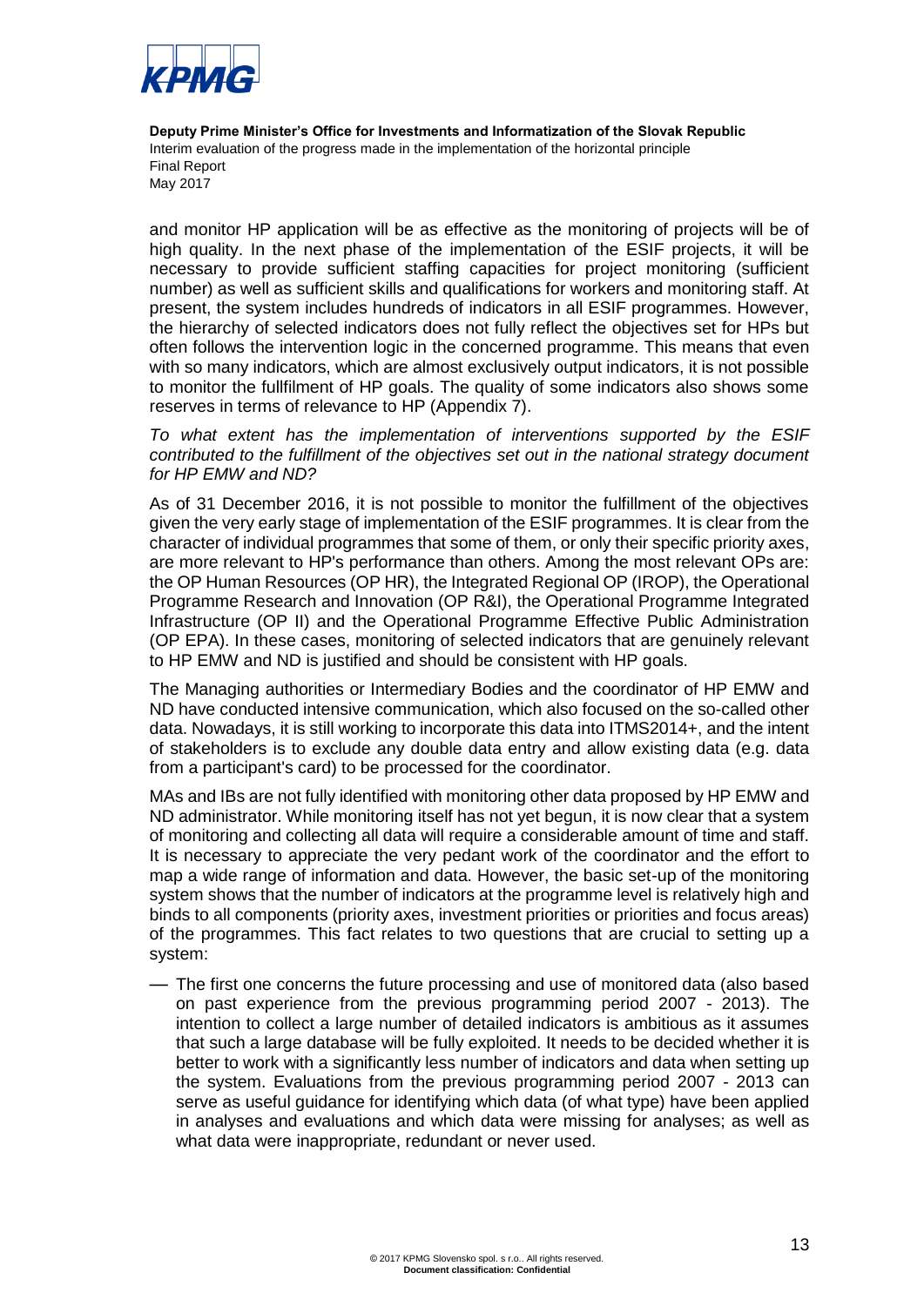and monitor HP application will be as effective as the monitoring of projects will be of high quality. In the next phase of the implementation of the ESIF projects, it will be necessary to provide sufficient staffing capacities for project monitoring (sufficient number) as well as sufficient skills and qualifications for workers and monitoring staff. At present, the system includes hundreds of indicators in all ESIF programmes. However, the hierarchy of selected indicators does not fully reflect the objectives set for HPs but often follows the intervention logic in the concerned programme. This means that even with so many indicators, which are almost exclusively output indicators, it is not possible to monitor the fullfilment of HP goals. The quality of some indicators also shows some reserves in terms of relevance to HP (Appendix 7).

*To what extent has the implementation of interventions supported by the ESIF contributed to the fulfillment of the objectives set out in the national strategy document for HP EMW and ND?*

As of 31 December 2016, it is not possible to monitor the fulfillment of the objectives given the very early stage of implementation of the ESIF programmes. It is clear from the character of individual programmes that some of them, or only their specific priority axes, are more relevant to HP's performance than others. Among the most relevant OPs are: the OP Human Resources (OP HR), the Integrated Regional OP (IROP), the Operational Programme Research and Innovation (OP R&I), the Operational Programme Integrated Infrastructure (OP II) and the Operational Programme Effective Public Administration (OP EPA). In these cases, monitoring of selected indicators that are genuinely relevant to HP EMW and ND is justified and should be consistent with HP goals.

The Managing authorities or Intermediary Bodies and the coordinator of HP EMW and ND have conducted intensive communication, which also focused on the so-called other data. Nowadays, it is still working to incorporate this data into ITMS2014+, and the intent of stakeholders is to exclude any double data entry and allow existing data (e.g. data from a participant's card) to be processed for the coordinator.

MAs and IBs are not fully identified with monitoring other data proposed by HP EMW and ND administrator. While monitoring itself has not yet begun, it is now clear that a system of monitoring and collecting all data will require a considerable amount of time and staff. It is necessary to appreciate the very pedant work of the coordinator and the effort to map a wide range of information and data. However, the basic set-up of the monitoring system shows that the number of indicators at the programme level is relatively high and binds to all components (priority axes, investment priorities or priorities and focus areas) of the programmes. This fact relates to two questions that are crucial to setting up a system:

— The first one concerns the future processing and use of monitored data (also based on past experience from the previous programming period 2007 - 2013). The intention to collect a large number of detailed indicators is ambitious as it assumes that such a large database will be fully exploited. It needs to be decided whether it is better to work with a significantly less number of indicators and data when setting up the system. Evaluations from the previous programming period 2007 - 2013 can serve as useful guidance for identifying which data (of what type) have been applied in analyses and evaluations and which data were missing for analyses; as well as what data were inappropriate, redundant or never used.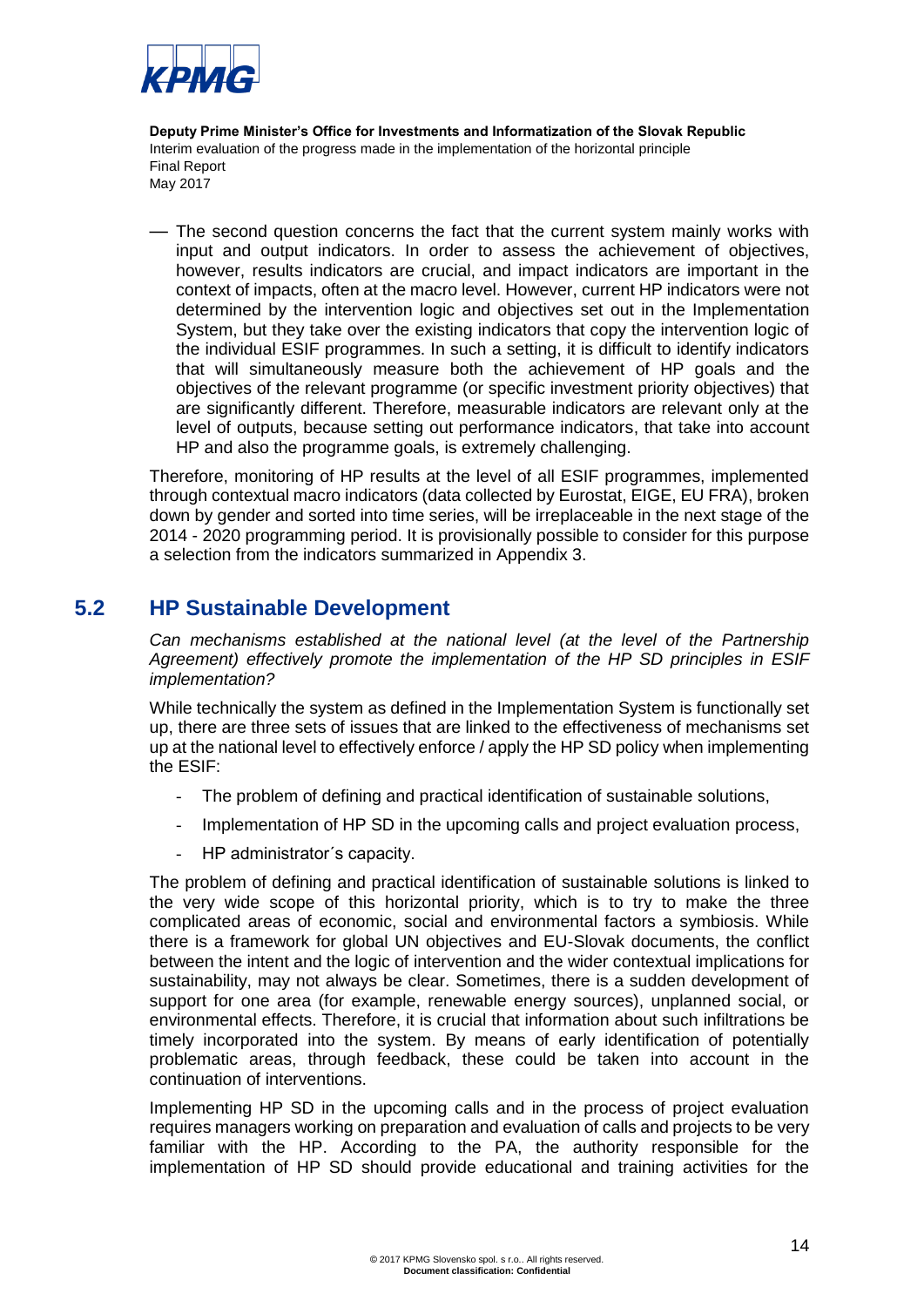— The second question concerns the fact that the current system mainly works with input and output indicators. In order to assess the achievement of objectives, however, results indicators are crucial, and impact indicators are important in the context of impacts, often at the macro level. However, current HP indicators were not determined by the intervention logic and objectives set out in the Implementation System, but they take over the existing indicators that copy the intervention logic of the individual ESIF programmes. In such a setting, it is difficult to identify indicators that will simultaneously measure both the achievement of HP goals and the objectives of the relevant programme (or specific investment priority objectives) that are significantly different. Therefore, measurable indicators are relevant only at the level of outputs, because setting out performance indicators, that take into account HP and also the programme goals, is extremely challenging.

Therefore, monitoring of HP results at the level of all ESIF programmes, implemented through contextual macro indicators (data collected by Eurostat, EIGE, EU FRA), broken down by gender and sorted into time series, will be irreplaceable in the next stage of the 2014 - 2020 programming period. It is provisionally possible to consider for this purpose a selection from the indicators summarized in Appendix 3.

## 5.2 HP Sustainable Development

*Can mechanisms established at the national level (at the level of the Partnership Agreement) effectively promote the implementation of the HP SD principles in ESIF implementation?*

While technically the system as defined in the Implementation System is functionally set up, there are three sets of issues that are linked to the effectiveness of mechanisms set up at the national level to effectively enforce / apply the HP SD policy when implementing the ESIF:

- The problem of defining and practical identification of sustainable solutions,
- Implementation of HP SD in the upcoming calls and project evaluation process,
- HP administrator´s capacity.

The problem of defining and practical identification of sustainable solutions is linked to the very wide scope of this horizontal priority, which is to try to make the three complicated areas of economic, social and environmental factors a symbiosis. While there is a framework for global UN objectives and EU-Slovak documents, the conflict between the intent and the logic of intervention and the wider contextual implications for sustainability, may not always be clear. Sometimes, there is a sudden development of support for one area (for example, renewable energy sources), unplanned social, or environmental effects. Therefore, it is crucial that information about such infiltrations be timely incorporated into the system. By means of early identification of potentially problematic areas, through feedback, these could be taken into account in the continuation of interventions.

Implementing HP SD in the upcoming calls and in the process of project evaluation requires managers working on preparation and evaluation of calls and projects to be very familiar with the HP. According to the PA, the authority responsible for the implementation of HP SD should provide educational and training activities for the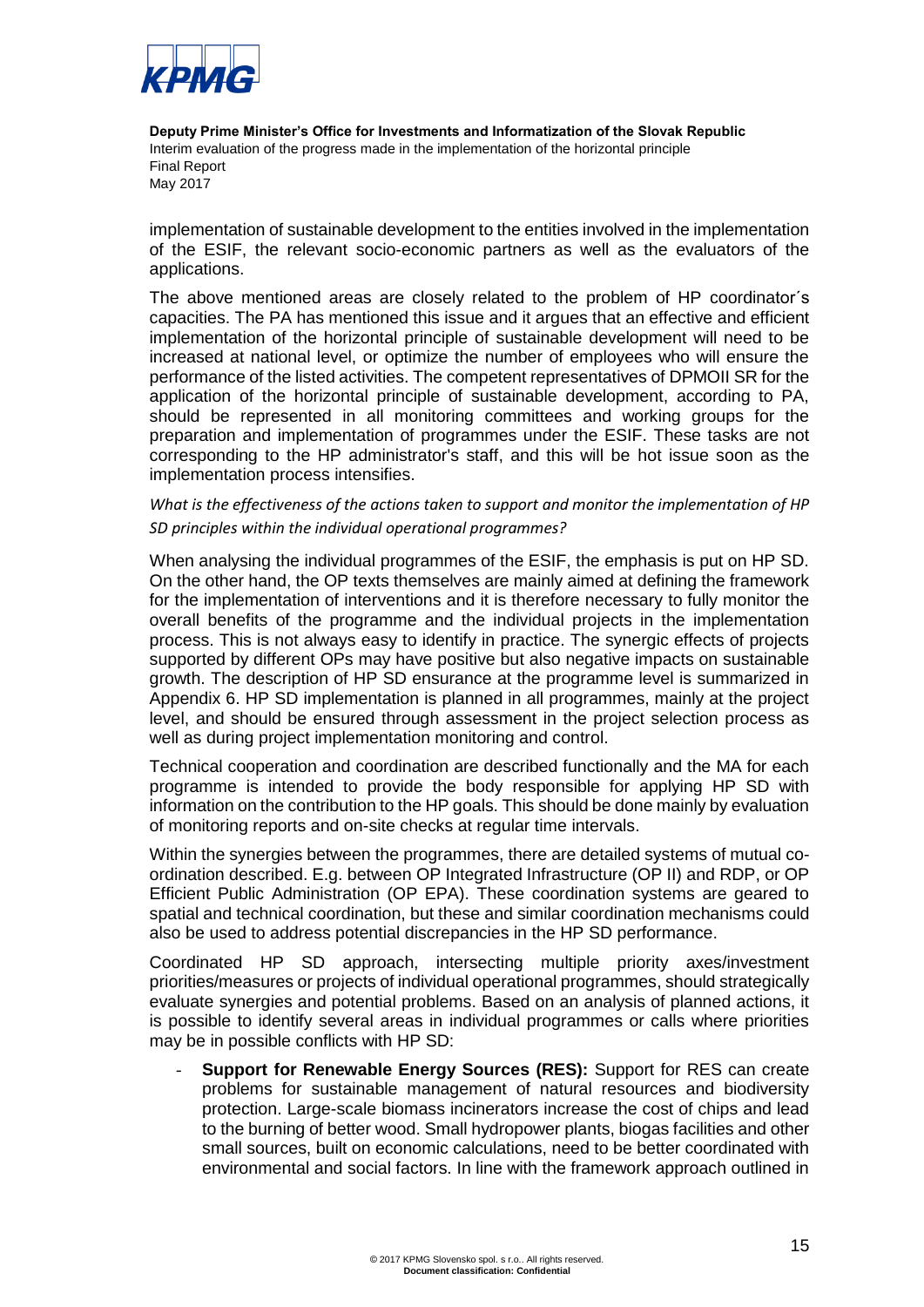implementation of sustainable development to the entities involved in the implementation of the ESIF, the relevant socio-economic partners as well as the evaluators of the applications.

The above mentioned areas are closely related to the problem of HP coordinator´s capacities. The PA has mentioned this issue and it argues that an effective and efficient implementation of the horizontal principle of sustainable development will need to be increased at national level, or optimize the number of employees who will ensure the performance of the listed activities. The competent representatives of DPMOII SR for the application of the horizontal principle of sustainable development, according to PA, should be represented in all monitoring committees and working groups for the preparation and implementation of programmes under the ESIF. These tasks are not corresponding to the HP administrator's staff, and this will be hot issue soon as the implementation process intensifies.

*What is the effectiveness of the actions taken to support and monitor the implementation of HP SD principles within the individual operational programmes?*

When analysing the individual programmes of the ESIF, the emphasis is put on HP SD. On the other hand, the OP texts themselves are mainly aimed at defining the framework for the implementation of interventions and it is therefore necessary to fully monitor the overall benefits of the programme and the individual projects in the implementation process. This is not always easy to identify in practice. The synergic effects of projects supported by different OPs may have positive but also negative impacts on sustainable growth. The description of HP SD ensurance at the programme level is summarized in Appendix 6. HP SD implementation is planned in all programmes, mainly at the project level, and should be ensured through assessment in the project selection process as well as during project implementation monitoring and control.

Technical cooperation and coordination are described functionally and the MA for each programme is intended to provide the body responsible for applying HP SD with information on the contribution to the HP goals. This should be done mainly by evaluation of monitoring reports and on-site checks at regular time intervals.

Within the synergies between the programmes, there are detailed systems of mutual co-ordination described. E.g. between OP Integrated Infrastructure (OP II) and RDP, or OP Efficient Public Administration (OP EPA). These coordination systems are geared to spatial and technical coordination, but these and similar coordination mechanisms could also be used to address potential discrepancies in the HP SD performance.

Coordinated HP SD approach, intersecting multiple priority axes/investment priorities/measures or projects of individual operational programmes, should strategically evaluate synergies and potential problems. Based on an analysis of planned actions, it is possible to identify several areas in individual programmes or calls where priorities may be in possible conflicts with HP SD:

- **Support for Renewable Energy Sources (RES):** Support for RES can create problems for sustainable management of natural resources and biodiversity protection. Large-scale biomass incinerators increase the cost of chips and lead to the burning of better wood. Small hydropower plants, biogas facilities and other small sources, built on economic calculations, need to be better coordinated with environmental and social factors. In line with the framework approach outlined in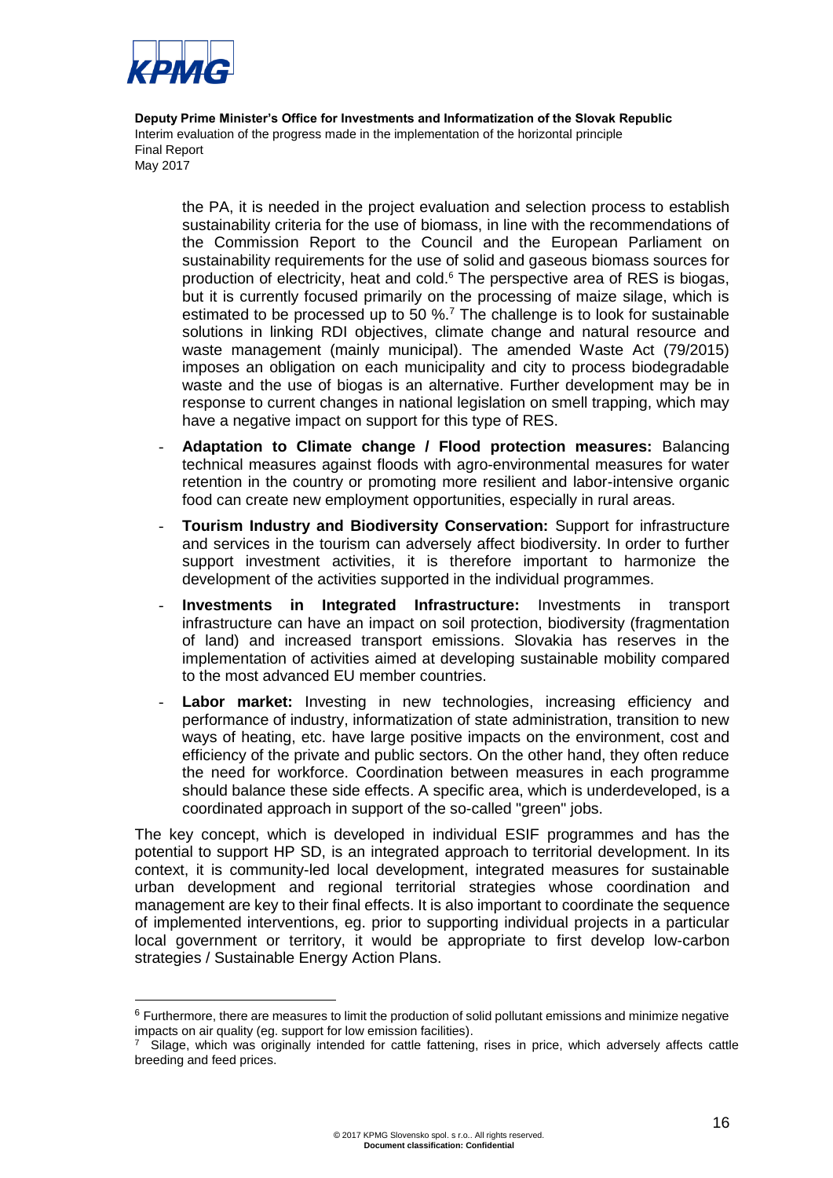the PA, it is needed in the project evaluation and selection process to establish sustainability criteria for the use of biomass, in line with the recommendations of the Commission Report to the Council and the European Parliament on sustainability requirements for the use of solid and gaseous biomass sources for production of electricity, heat and cold.[6] The perspective area of RES is biogas, but it is currently focused primarily on the processing of maize silage, which is estimated to be processed up to 50 %.[7] The challenge is to look for sustainable solutions in linking RDI objectives, climate change and natural resource and waste management (mainly municipal). The amended Waste Act (79/2015) imposes an obligation on each municipality and city to process biodegradable waste and the use of biogas is an alternative. Further development may be in response to current changes in national legislation on smell trapping, which may have a negative impact on support for this type of RES.

- **Adaptation to Climate change / Flood protection measures:** Balancing technical measures against floods with agro-environmental measures for water retention in the country or promoting more resilient and labor-intensive organic food can create new employment opportunities, especially in rural areas.
- **Tourism Industry and Biodiversity Conservation:** Support for infrastructure and services in the tourism can adversely affect biodiversity. In order to further support investment activities, it is therefore important to harmonize the development of the activities supported in the individual programmes.
- **Investments in Integrated Infrastructure:** Investments in transport infrastructure can have an impact on soil protection, biodiversity (fragmentation of land) and increased transport emissions. Slovakia has reserves in the implementation of activities aimed at developing sustainable mobility compared to the most advanced EU member countries.
- **Labor market:** Investing in new technologies, increasing efficiency and performance of industry, informatization of state administration, transition to new ways of heating, etc. have large positive impacts on the environment, cost and efficiency of the private and public sectors. On the other hand, they often reduce the need for workforce. Coordination between measures in each programme should balance these side effects. A specific area, which is underdeveloped, is a coordinated approach in support of the so-called "green" jobs.

The key concept, which is developed in individual ESIF programmes and has the potential to support HP SD, is an integrated approach to territorial development. In its context, it is community-led local development, integrated measures for sustainable urban development and regional territorial strategies whose coordination and management are key to their final effects. It is also important to coordinate the sequence of implemented interventions, eg. prior to supporting individual projects in a particular local government or territory, it would be appropriate to first develop low-carbon strategies / Sustainable Energy Action Plans.

---

[6] Furthermore, there are measures to limit the production of solid pollutant emissions and minimize negative impacts on air quality (eg. support for low emission facilities).

[7] Silage, which was originally intended for cattle fattening, rises in price, which adversely affects cattle breeding and feed prices.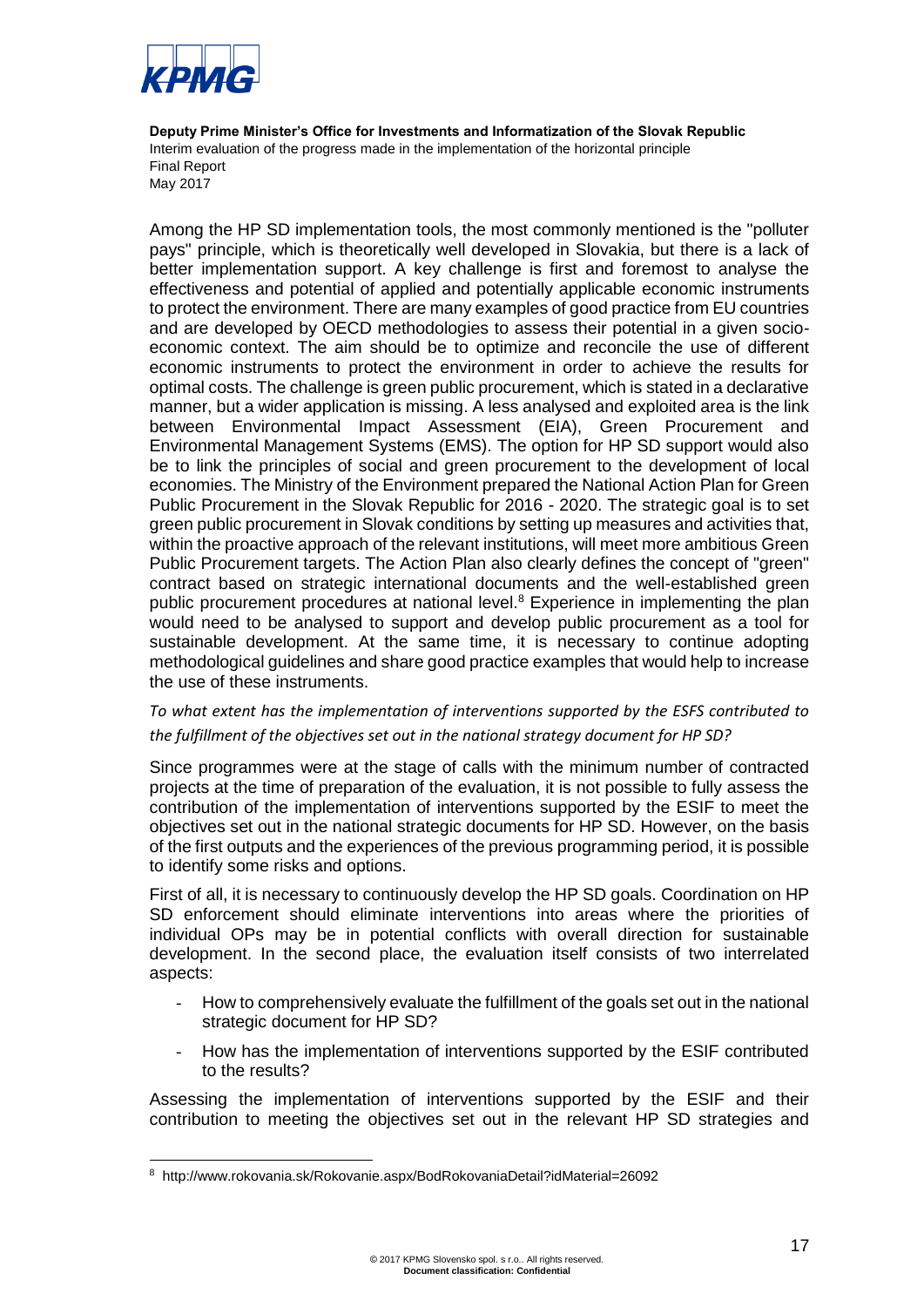Among the HP SD implementation tools, the most commonly mentioned is the "polluter pays" principle, which is theoretically well developed in Slovakia, but there is a lack of better implementation support. A key challenge is first and foremost to analyse the effectiveness and potential of applied and potentially applicable economic instruments to protect the environment. There are many examples of good practice from EU countries and are developed by OECD methodologies to assess their potential in a given socio-economic context. The aim should be to optimize and reconcile the use of different economic instruments to protect the environment in order to achieve the results for optimal costs. The challenge is green public procurement, which is stated in a declarative manner, but a wider application is missing. A less analysed and exploited area is the link between Environmental Impact Assessment (EIA), Green Procurement and Environmental Management Systems (EMS). The option for HP SD support would also be to link the principles of social and green procurement to the development of local economies. The Ministry of the Environment prepared the National Action Plan for Green Public Procurement in the Slovak Republic for 2016 - 2020. The strategic goal is to set green public procurement in Slovak conditions by setting up measures and activities that, within the proactive approach of the relevant institutions, will meet more ambitious Green Public Procurement targets. The Action Plan also clearly defines the concept of "green" contract based on strategic international documents and the well-established green public procurement procedures at national level.[8] Experience in implementing the plan would need to be analysed to support and develop public procurement as a tool for sustainable development. At the same time, it is necessary to continue adopting methodological guidelines and share good practice examples that would help to increase the use of these instruments.

*To what extent has the implementation of interventions supported by the ESFS contributed to the fulfillment of the objectives set out in the national strategy document for HP SD?*

Since programmes were at the stage of calls with the minimum number of contracted projects at the time of preparation of the evaluation, it is not possible to fully assess the contribution of the implementation of interventions supported by the ESIF to meet the objectives set out in the national strategic documents for HP SD. However, on the basis of the first outputs and the experiences of the previous programming period, it is possible to identify some risks and options.

First of all, it is necessary to continuously develop the HP SD goals. Coordination on HP SD enforcement should eliminate interventions into areas where the priorities of individual OPs may be in potential conflicts with overall direction for sustainable development. In the second place, the evaluation itself consists of two interrelated aspects:

- How to comprehensively evaluate the fulfillment of the goals set out in the national strategic document for HP SD?
- How has the implementation of interventions supported by the ESIF contributed to the results?

Assessing the implementation of interventions supported by the ESIF and their contribution to meeting the objectives set out in the relevant HP SD strategies and

[8] http://www.rokovania.sk/Rokovanie.aspx/BodRokovaniaDetail?idMaterial=26092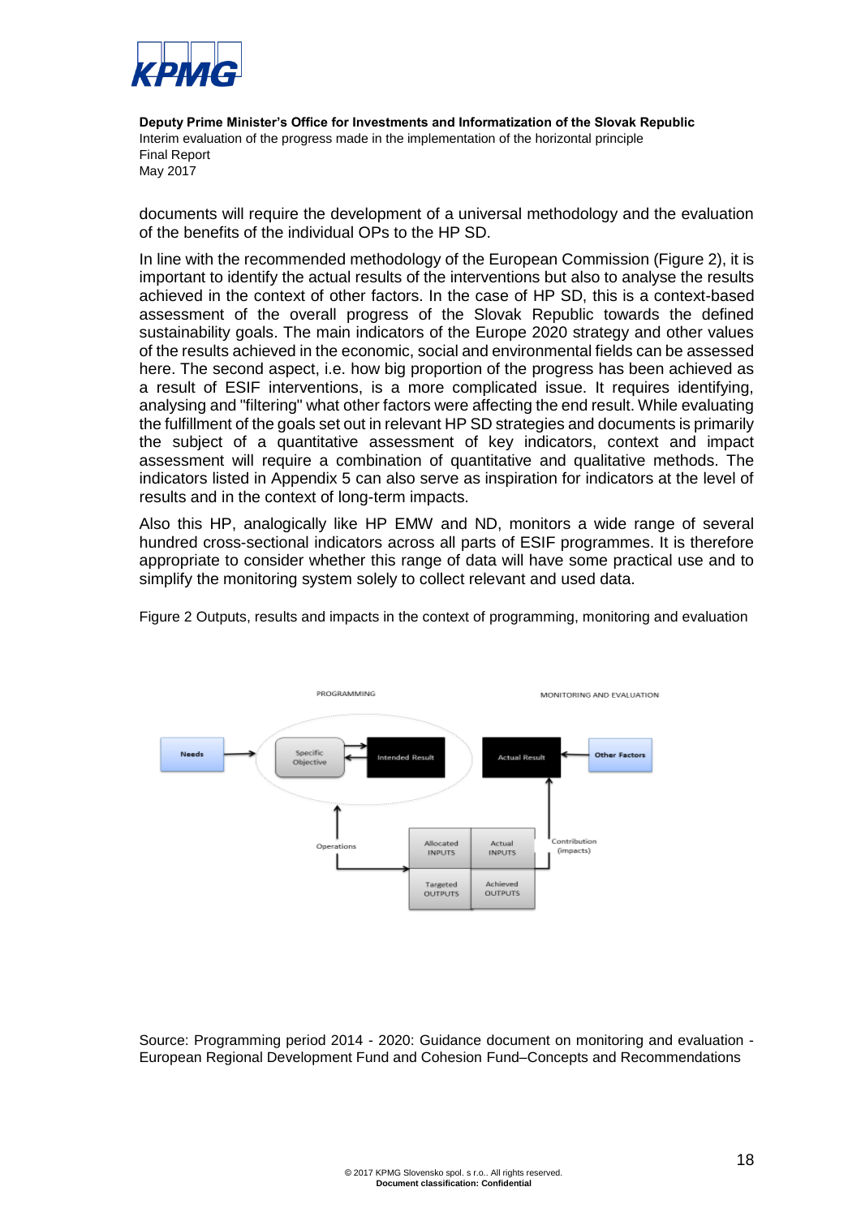documents will require the development of a universal methodology and the evaluation of the benefits of the individual OPs to the HP SD.

In line with the recommended methodology of the European Commission (Figure 2), it is important to identify the actual results of the interventions but also to analyse the results achieved in the context of other factors. In the case of HP SD, this is a context-based assessment of the overall progress of the Slovak Republic towards the defined sustainability goals. The main indicators of the Europe 2020 strategy and other values of the results achieved in the economic, social and environmental fields can be assessed here. The second aspect, i.e. how big proportion of the progress has been achieved as a result of ESIF interventions, is a more complicated issue. It requires identifying, analysing and "filtering" what other factors were affecting the end result. While evaluating the fulfillment of the goals set out in relevant HP SD strategies and documents is primarily the subject of a quantitative assessment of key indicators, context and impact assessment will require a combination of quantitative and qualitative methods. The indicators listed in Appendix 5 can also serve as inspiration for indicators at the level of results and in the context of long-term impacts.

Also this HP, analogically like HP EMW and ND, monitors a wide range of several hundred cross-sectional indicators across all parts of ESIF programmes. It is therefore appropriate to consider whether this range of data will have some practical use and to simplify the monitoring system solely to collect relevant and used data.

Figure 2 Outputs, results and impacts in the context of programming, monitoring and evaluation

PROGRAMMING — MONITORING AND EVALUATION

Needs → Specific Objective ⇄ Intended Result; Actual Result ← Other Factors

Operations; Allocated INPUTS, Actual INPUTS, Targeted OUTPUTS, Achieved OUTPUTS; Contribution (impacts)

Source: Programming period 2014 - 2020: Guidance document on monitoring and evaluation - European Regional Development Fund and Cohesion Fund–Concepts and Recommendations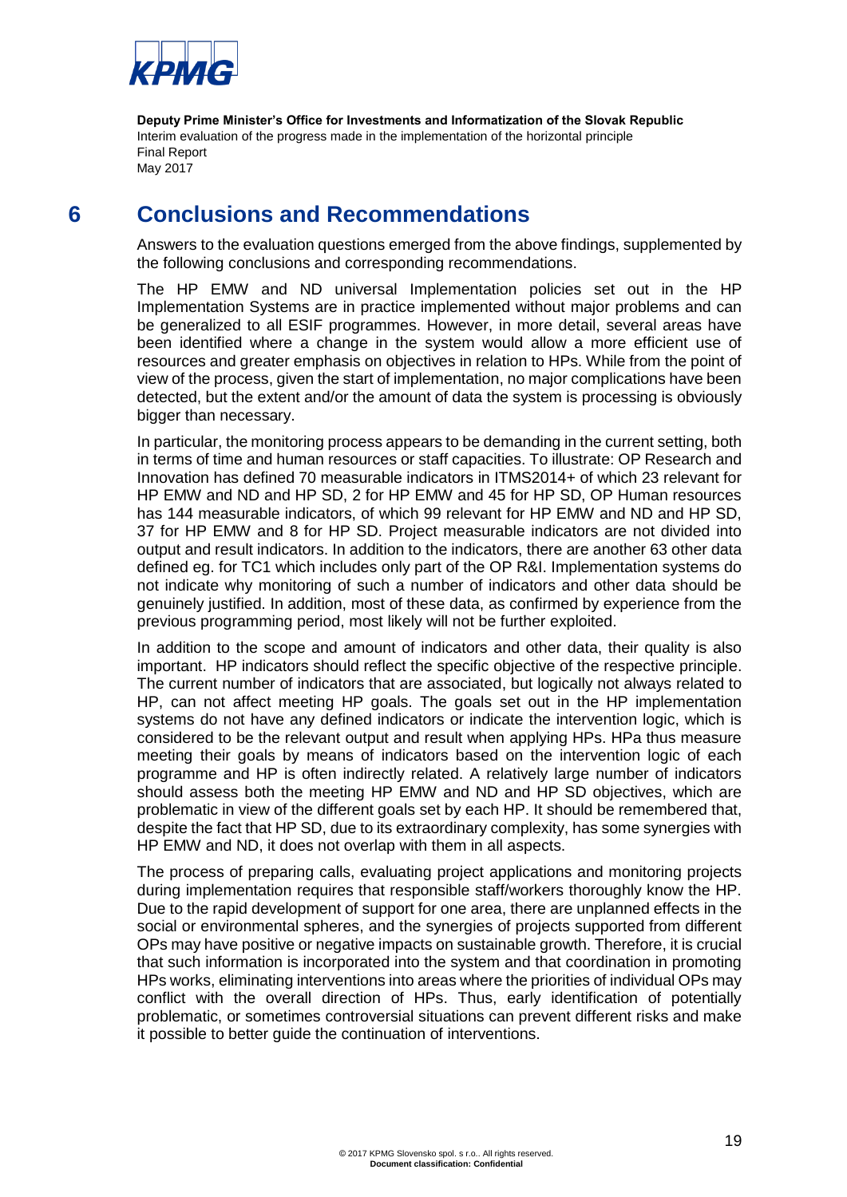# 6 Conclusions and Recommendations

Answers to the evaluation questions emerged from the above findings, supplemented by the following conclusions and corresponding recommendations.

The HP EMW and ND universal Implementation policies set out in the HP Implementation Systems are in practice implemented without major problems and can be generalized to all ESIF programmes. However, in more detail, several areas have been identified where a change in the system would allow a more efficient use of resources and greater emphasis on objectives in relation to HPs. While from the point of view of the process, given the start of implementation, no major complications have been detected, but the extent and/or the amount of data the system is processing is obviously bigger than necessary.

In particular, the monitoring process appears to be demanding in the current setting, both in terms of time and human resources or staff capacities. To illustrate: OP Research and Innovation has defined 70 measurable indicators in ITMS2014+ of which 23 relevant for HP EMW and ND and HP SD, 2 for HP EMW and 45 for HP SD, OP Human resources has 144 measurable indicators, of which 99 relevant for HP EMW and ND and HP SD, 37 for HP EMW and 8 for HP SD. Project measurable indicators are not divided into output and result indicators. In addition to the indicators, there are another 63 other data defined eg. for TC1 which includes only part of the OP R&I. Implementation systems do not indicate why monitoring of such a number of indicators and other data should be genuinely justified. In addition, most of these data, as confirmed by experience from the previous programming period, most likely will not be further exploited.

In addition to the scope and amount of indicators and other data, their quality is also important. HP indicators should reflect the specific objective of the respective principle. The current number of indicators that are associated, but logically not always related to HP, can not affect meeting HP goals. The goals set out in the HP implementation systems do not have any defined indicators or indicate the intervention logic, which is considered to be the relevant output and result when applying HPs. HPa thus measure meeting their goals by means of indicators based on the intervention logic of each programme and HP is often indirectly related. A relatively large number of indicators should assess both the meeting HP EMW and ND and HP SD objectives, which are problematic in view of the different goals set by each HP. It should be remembered that, despite the fact that HP SD, due to its extraordinary complexity, has some synergies with HP EMW and ND, it does not overlap with them in all aspects.

The process of preparing calls, evaluating project applications and monitoring projects during implementation requires that responsible staff/workers thoroughly know the HP. Due to the rapid development of support for one area, there are unplanned effects in the social or environmental spheres, and the synergies of projects supported from different OPs may have positive or negative impacts on sustainable growth. Therefore, it is crucial that such information is incorporated into the system and that coordination in promoting HPs works, eliminating interventions into areas where the priorities of individual OPs may conflict with the overall direction of HPs. Thus, early identification of potentially problematic, or sometimes controversial situations can prevent different risks and make it possible to better guide the continuation of interventions.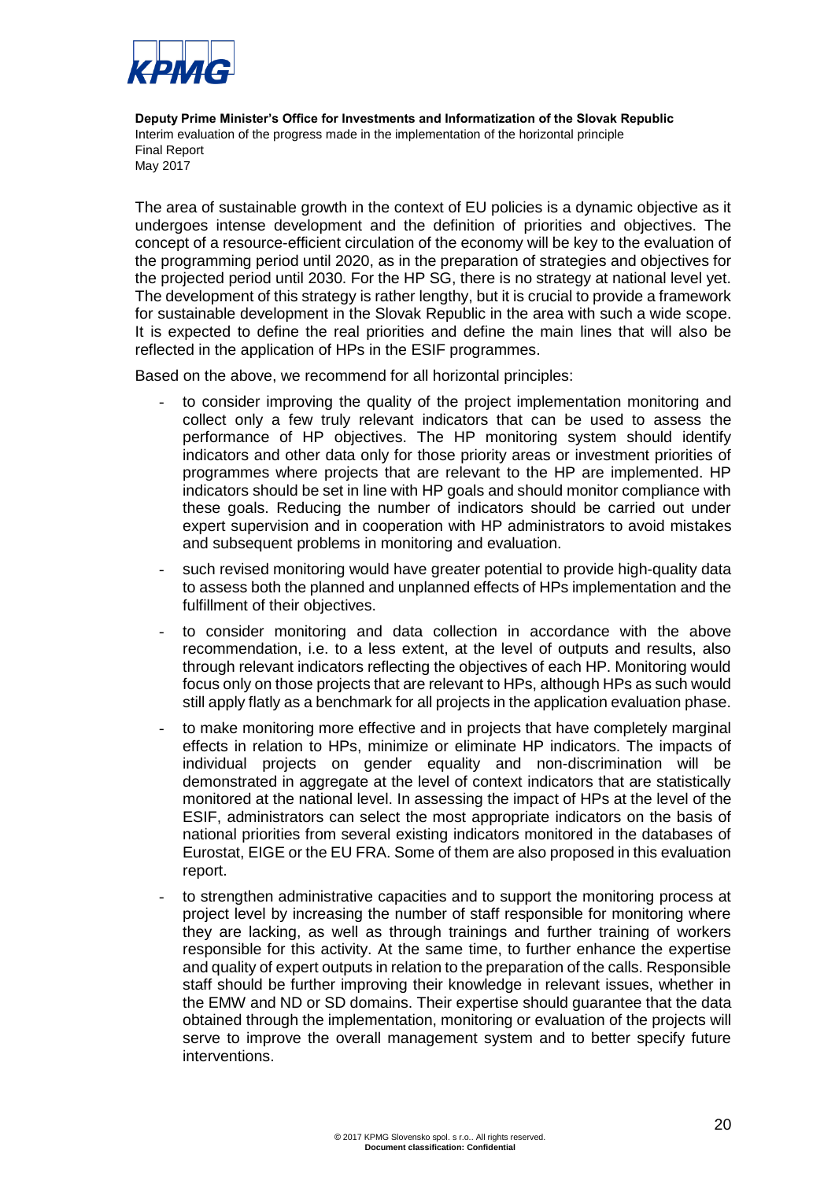The area of sustainable growth in the context of EU policies is a dynamic objective as it undergoes intense development and the definition of priorities and objectives. The concept of a resource-efficient circulation of the economy will be key to the evaluation of the programming period until 2020, as in the preparation of strategies and objectives for the projected period until 2030. For the HP SG, there is no strategy at national level yet. The development of this strategy is rather lengthy, but it is crucial to provide a framework for sustainable development in the Slovak Republic in the area with such a wide scope. It is expected to define the real priorities and define the main lines that will also be reflected in the application of HPs in the ESIF programmes.

Based on the above, we recommend for all horizontal principles:

- to consider improving the quality of the project implementation monitoring and collect only a few truly relevant indicators that can be used to assess the performance of HP objectives. The HP monitoring system should identify indicators and other data only for those priority areas or investment priorities of programmes where projects that are relevant to the HP are implemented. HP indicators should be set in line with HP goals and should monitor compliance with these goals. Reducing the number of indicators should be carried out under expert supervision and in cooperation with HP administrators to avoid mistakes and subsequent problems in monitoring and evaluation.
- such revised monitoring would have greater potential to provide high-quality data to assess both the planned and unplanned effects of HPs implementation and the fulfillment of their objectives.
- to consider monitoring and data collection in accordance with the above recommendation, i.e. to a less extent, at the level of outputs and results, also through relevant indicators reflecting the objectives of each HP. Monitoring would focus only on those projects that are relevant to HPs, although HPs as such would still apply flatly as a benchmark for all projects in the application evaluation phase.
- to make monitoring more effective and in projects that have completely marginal effects in relation to HPs, minimize or eliminate HP indicators. The impacts of individual projects on gender equality and non-discrimination will be demonstrated in aggregate at the level of context indicators that are statistically monitored at the national level. In assessing the impact of HPs at the level of the ESIF, administrators can select the most appropriate indicators on the basis of national priorities from several existing indicators monitored in the databases of Eurostat, EIGE or the EU FRA. Some of them are also proposed in this evaluation report.
- to strengthen administrative capacities and to support the monitoring process at project level by increasing the number of staff responsible for monitoring where they are lacking, as well as through trainings and further training of workers responsible for this activity. At the same time, to further enhance the expertise and quality of expert outputs in relation to the preparation of the calls. Responsible staff should be further improving their knowledge in relevant issues, whether in the EMW and ND or SD domains. Their expertise should guarantee that the data obtained through the implementation, monitoring or evaluation of the projects will serve to improve the overall management system and to better specify future interventions.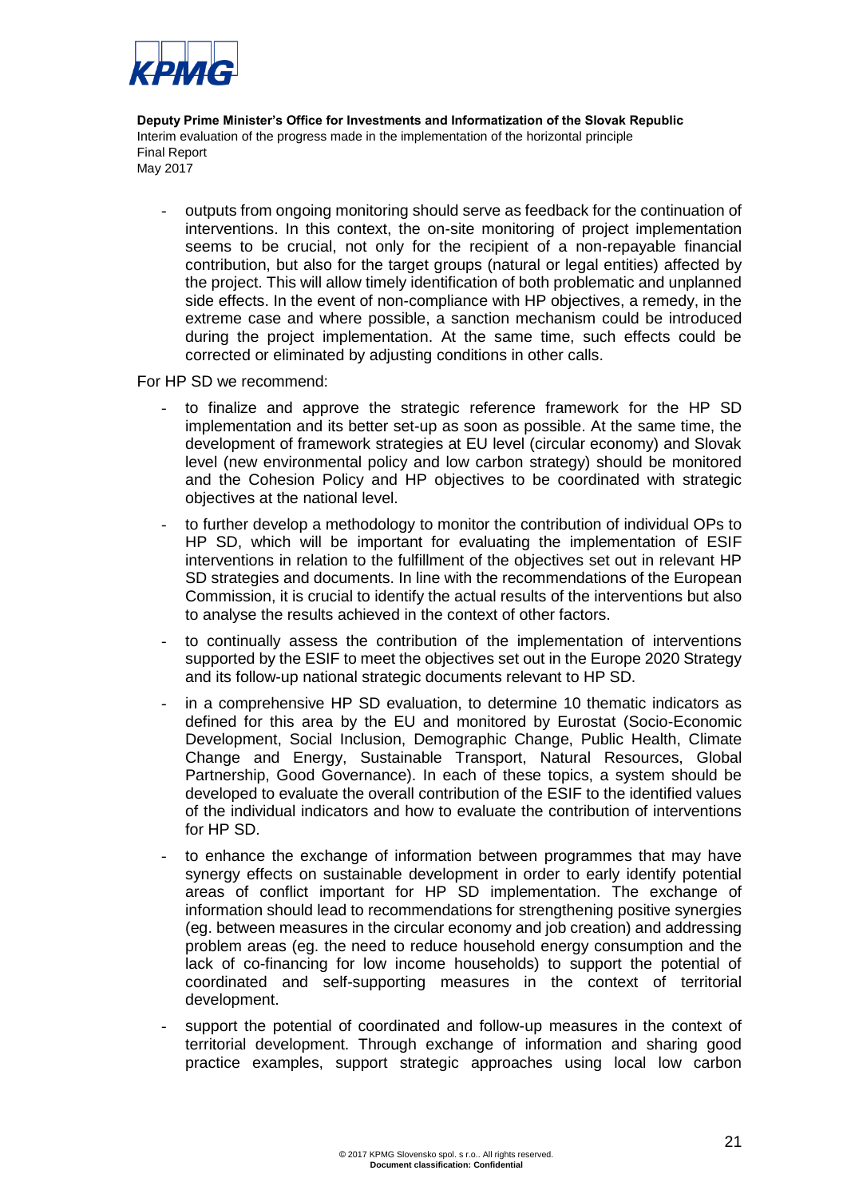- outputs from ongoing monitoring should serve as feedback for the continuation of interventions. In this context, the on-site monitoring of project implementation seems to be crucial, not only for the recipient of a non-repayable financial contribution, but also for the target groups (natural or legal entities) affected by the project. This will allow timely identification of both problematic and unplanned side effects. In the event of non-compliance with HP objectives, a remedy, in the extreme case and where possible, a sanction mechanism could be introduced during the project implementation. At the same time, such effects could be corrected or eliminated by adjusting conditions in other calls.

For HP SD we recommend:

- to finalize and approve the strategic reference framework for the HP SD implementation and its better set-up as soon as possible. At the same time, the development of framework strategies at EU level (circular economy) and Slovak level (new environmental policy and low carbon strategy) should be monitored and the Cohesion Policy and HP objectives to be coordinated with strategic objectives at the national level.
- to further develop a methodology to monitor the contribution of individual OPs to HP SD, which will be important for evaluating the implementation of ESIF interventions in relation to the fulfillment of the objectives set out in relevant HP SD strategies and documents. In line with the recommendations of the European Commission, it is crucial to identify the actual results of the interventions but also to analyse the results achieved in the context of other factors.
- to continually assess the contribution of the implementation of interventions supported by the ESIF to meet the objectives set out in the Europe 2020 Strategy and its follow-up national strategic documents relevant to HP SD.
- in a comprehensive HP SD evaluation, to determine 10 thematic indicators as defined for this area by the EU and monitored by Eurostat (Socio-Economic Development, Social Inclusion, Demographic Change, Public Health, Climate Change and Energy, Sustainable Transport, Natural Resources, Global Partnership, Good Governance). In each of these topics, a system should be developed to evaluate the overall contribution of the ESIF to the identified values of the individual indicators and how to evaluate the contribution of interventions for HP SD.
- to enhance the exchange of information between programmes that may have synergy effects on sustainable development in order to early identify potential areas of conflict important for HP SD implementation. The exchange of information should lead to recommendations for strengthening positive synergies (eg. between measures in the circular economy and job creation) and addressing problem areas (eg. the need to reduce household energy consumption and the lack of co-financing for low income households) to support the potential of coordinated and self-supporting measures in the context of territorial development.
- support the potential of coordinated and follow-up measures in the context of territorial development. Through exchange of information and sharing good practice examples, support strategic approaches using local low carbon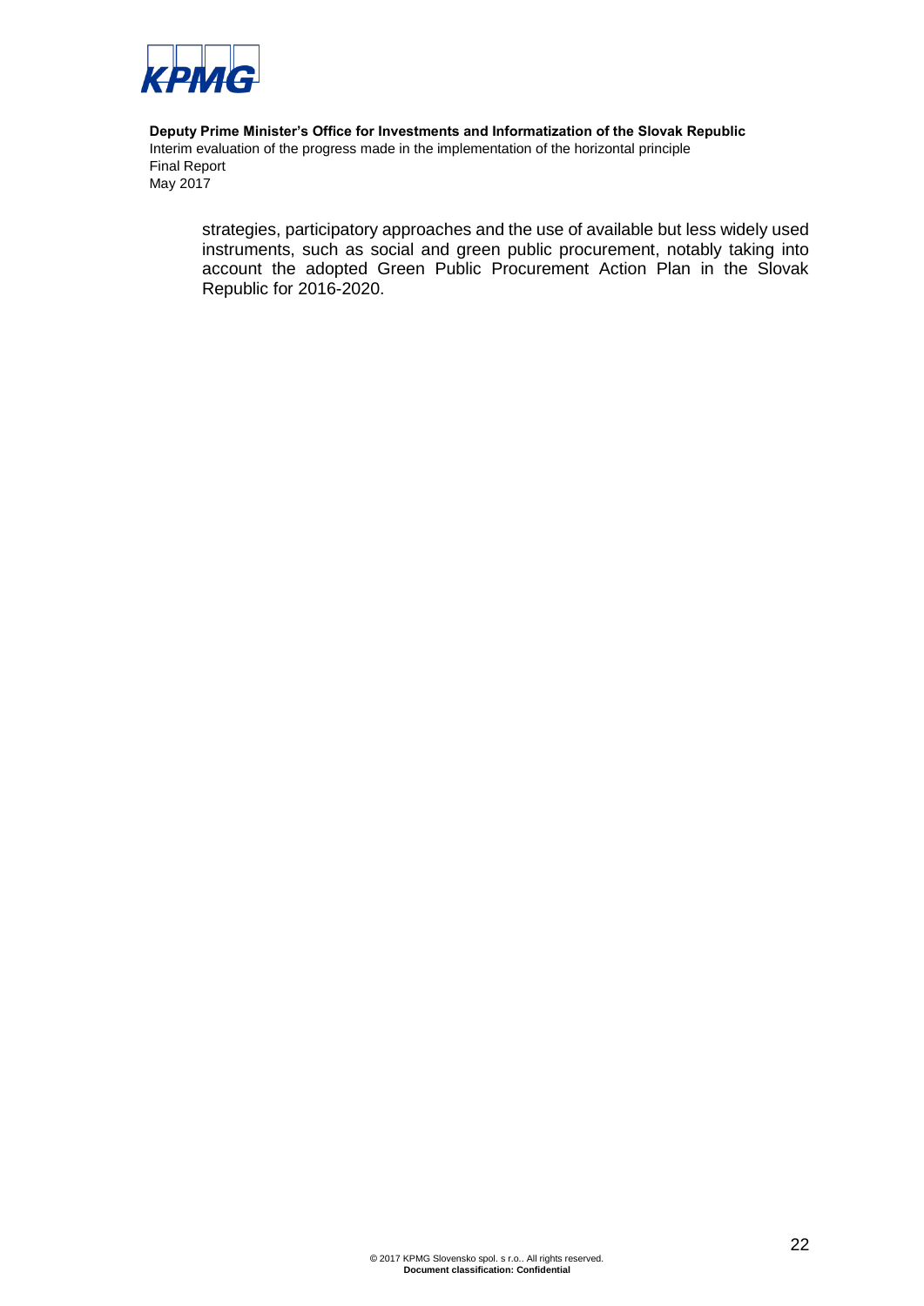strategies, participatory approaches and the use of available but less widely used instruments, such as social and green public procurement, notably taking into account the adopted Green Public Procurement Action Plan in the Slovak Republic for 2016-2020.